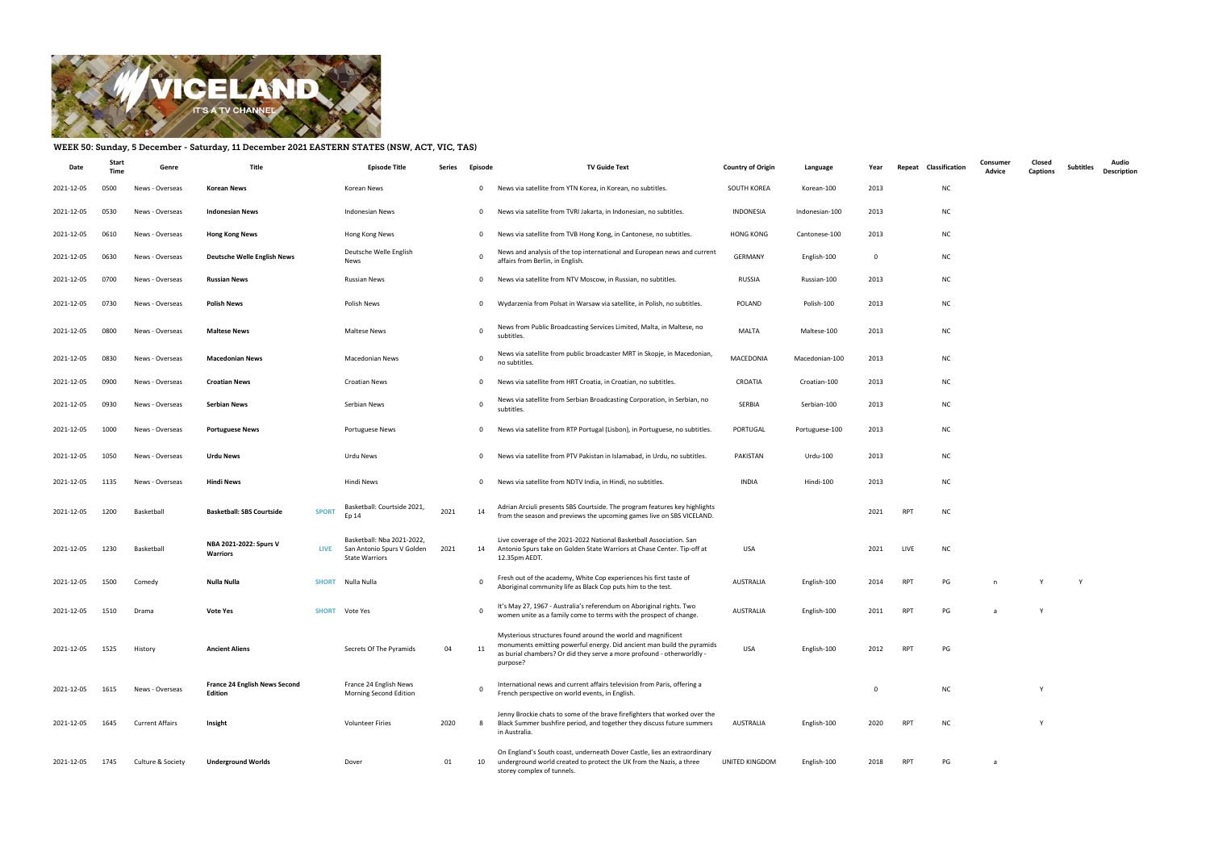## WEEK 50: Sunday, 5 December - Saturday, 11 December 2021 EASTERN STATES (NSW, ACT, VIC, TAS)

| Date | Start Time | Genre | Title | | Episode Title | Series | Episode | TV Guide Text | Country of Origin | Language | Year | Repeat | Classification | Consumer Advice | Closed Captions | Subtitles | Audio Description |
|---|---|---|---|---|---|---|---|---|---|---|---|---|---|---|---|---|---|
| 2021-12-05 | 0500 | News - Overseas | **Korean News** | | Korean News | | 0 | News via satellite from YTN Korea, in Korean, no subtitles. | SOUTH KOREA | Korean-100 | 2013 | | NC | | | | |
| 2021-12-05 | 0530 | News - Overseas | **Indonesian News** | | Indonesian News | | 0 | News via satellite from TVRI Jakarta, in Indonesian, no subtitles. | INDONESIA | Indonesian-100 | 2013 | | NC | | | | |
| 2021-12-05 | 0610 | News - Overseas | **Hong Kong News** | | Hong Kong News | | 0 | News via satellite from TVB Hong Kong, in Cantonese, no subtitles. | HONG KONG | Cantonese-100 | 2013 | | NC | | | | |
| 2021-12-05 | 0630 | News - Overseas | **Deutsche Welle English News** | | Deutsche Welle English News | | 0 | News and analysis of the top international and European news and current affairs from Berlin, in English. | GERMANY | English-100 | 0 | | NC | | | | |
| 2021-12-05 | 0700 | News - Overseas | **Russian News** | | Russian News | | 0 | News via satellite from NTV Moscow, in Russian, no subtitles. | RUSSIA | Russian-100 | 2013 | | NC | | | | |
| 2021-12-05 | 0730 | News - Overseas | **Polish News** | | Polish News | | 0 | Wydarzenia from Polsat in Warsaw via satellite, in Polish, no subtitles. | POLAND | Polish-100 | 2013 | | NC | | | | |
| 2021-12-05 | 0800 | News - Overseas | **Maltese News** | | Maltese News | | 0 | News from Public Broadcasting Services Limited, Malta, in Maltese, no subtitles. | MALTA | Maltese-100 | 2013 | | NC | | | | |
| 2021-12-05 | 0830 | News - Overseas | **Macedonian News** | | Macedonian News | | 0 | News via satellite from public broadcaster MRT in Skopje, in Macedonian, no subtitles. | MACEDONIA | Macedonian-100 | 2013 | | NC | | | | |
| 2021-12-05 | 0900 | News - Overseas | **Croatian News** | | Croatian News | | 0 | News via satellite from HRT Croatia, in Croatian, no subtitles. | CROATIA | Croatian-100 | 2013 | | NC | | | | |
| 2021-12-05 | 0930 | News - Overseas | **Serbian News** | | Serbian News | | 0 | News via satellite from Serbian Broadcasting Corporation, in Serbian, no subtitles. | SERBIA | Serbian-100 | 2013 | | NC | | | | |
| 2021-12-05 | 1000 | News - Overseas | **Portuguese News** | | Portuguese News | | 0 | News via satellite from RTP Portugal (Lisbon), in Portuguese, no subtitles. | PORTUGAL | Portuguese-100 | 2013 | | NC | | | | |
| 2021-12-05 | 1050 | News - Overseas | **Urdu News** | | Urdu News | | 0 | News via satellite from PTV Pakistan in Islamabad, in Urdu, no subtitles. | PAKISTAN | Urdu-100 | 2013 | | NC | | | | |
| 2021-12-05 | 1135 | News - Overseas | **Hindi News** | | Hindi News | | 0 | News via satellite from NDTV India, in Hindi, no subtitles. | INDIA | Hindi-100 | 2013 | | NC | | | | |
| 2021-12-05 | 1200 | Basketball | **Basketball: SBS Courtside** | SPORT | Basketball: Courtside 2021, Ep 14 | 2021 | 14 | Adrian Arciuli presents SBS Courtside. The program features key highlights from the season and previews the upcoming games live on SBS VICELAND. | | | 2021 | RPT | NC | | | | |
| 2021-12-05 | 1230 | Basketball | **NBA 2021-2022: Spurs V Warriors** | LIVE | Basketball: Nba 2021-2022, San Antonio Spurs V Golden State Warriors | 2021 | 14 | Live coverage of the 2021-2022 National Basketball Association. San Antonio Spurs take on Golden State Warriors at Chase Center. Tip-off at 12.35pm AEDT. | USA | | 2021 | LIVE | NC | | | | |
| 2021-12-05 | 1500 | Comedy | **Nulla Nulla** | SHORT | Nulla Nulla | | 0 | Fresh out of the academy, White Cop experiences his first taste of Aboriginal community life as Black Cop puts him to the test. | AUSTRALIA | English-100 | 2014 | RPT | PG | n | Y | Y | |
| 2021-12-05 | 1510 | Drama | **Vote Yes** | SHORT | Vote Yes | | 0 | It's May 27, 1967 - Australia's referendum on Aboriginal rights. Two women unite as a family come to terms with the prospect of change. | AUSTRALIA | English-100 | 2011 | RPT | PG | a | Y | | |
| 2021-12-05 | 1525 | History | **Ancient Aliens** | | Secrets Of The Pyramids | 04 | 11 | Mysterious structures found around the world and magnificent monuments emitting powerful energy. Did ancient man build the pyramids as burial chambers? Or did they serve a more profound - otherworldly - purpose? | USA | English-100 | 2012 | RPT | PG | | | | |
| 2021-12-05 | 1615 | News - Overseas | **France 24 English News Second Edition** | | France 24 English News Morning Second Edition | | 0 | International news and current affairs television from Paris, offering a French perspective on world events, in English. | | | 0 | | NC | | Y | | |
| 2021-12-05 | 1645 | Current Affairs | **Insight** | | Volunteer Firies | 2020 | 8 | Jenny Brockie chats to some of the brave firefighters that worked over the Black Summer bushfire period, and together they discuss future summers in Australia. | AUSTRALIA | English-100 | 2020 | RPT | NC | | Y | | |
| 2021-12-05 | 1745 | Culture & Society | **Underground Worlds** | | Dover | 01 | 10 | On England's South coast, underneath Dover Castle, lies an extraordinary underground world created to protect the UK from the Nazis, a three storey complex of tunnels. | UNITED KINGDOM | English-100 | 2018 | RPT | PG | a | | | |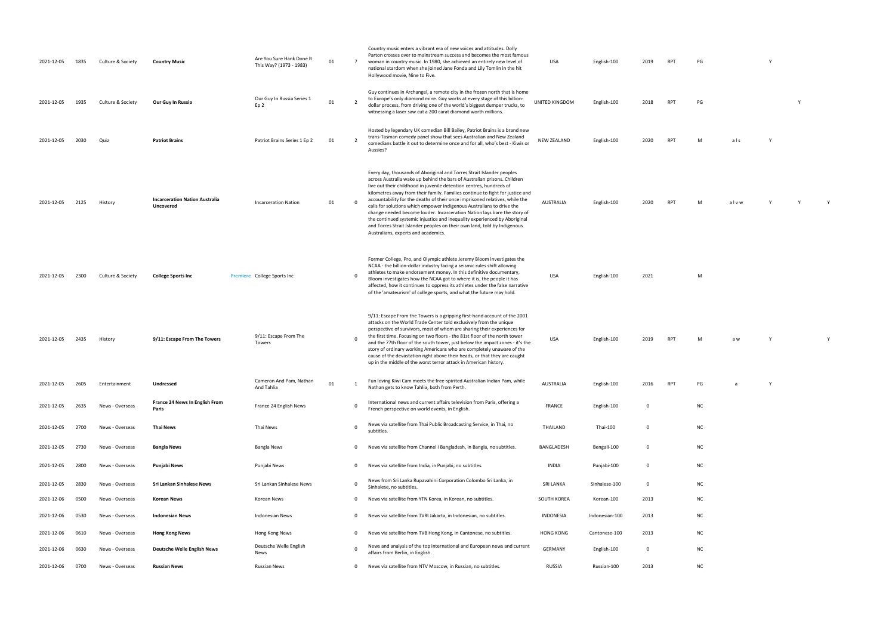| | | | | | | | | | | | | | | | | | |
|---|---|---|---|---|---|---|---|---|---|---|---|---|---|---|---|---|---|
| 2021-12-05 | 1835 | Culture & Society | **Country Music** | | Are You Sure Hank Done It This Way? (1973 - 1983) | 01 | 7 | Country music enters a vibrant era of new voices and attitudes. Dolly Parton crosses over to mainstream success and becomes the most famous woman in country music. In 1980, she achieved an entirely new level of national stardom when she joined Jane Fonda and Lily Tomlin in the hit Hollywood movie, Nine to Five. | USA | English-100 | 2019 | RPT | PG | | Y | | |
| 2021-12-05 | 1935 | Culture & Society | **Our Guy In Russia** | | Our Guy In Russia Series 1 Ep 2 | 01 | 2 | Guy continues in Archangel, a remote city in the frozen north that is home to Europe's only diamond mine. Guy works at every stage of this billion-dollar process, from driving one of the world's biggest dumper trucks, to witnessing a laser saw cut a 200 carat diamond worth millions. | UNITED KINGDOM | English-100 | 2018 | RPT | PG | | | Y | |
| 2021-12-05 | 2030 | Quiz | **Patriot Brains** | | Patriot Brains Series 1 Ep 2 | 01 | 2 | Hosted by legendary UK comedian Bill Bailey, Patriot Brains is a brand new trans-Tasman comedy panel show that sees Australian and New Zealand comedians battle it out to determine once and for all, who's best - Kiwis or Aussies? | NEW ZEALAND | English-100 | 2020 | RPT | M | a l s | Y | | |
| 2021-12-05 | 2125 | History | **Incarceration Nation Australia Uncovered** | | Incarceration Nation | 01 | 0 | Every day, thousands of Aboriginal and Torres Strait Islander peoples across Australia wake up behind the bars of Australian prisons. Children live out their childhood in juvenile detention centres, hundreds of kilometres away from their family. Families continue to fight for justice and accountability for the deaths of their once imprisoned relatives, while the calls for solutions which empower Indigenous Australians to drive the change needed become louder. Incarceration Nation lays bare the story of the continued systemic injustice and inequality experienced by Aboriginal and Torres Strait Islander peoples on their own land, told by Indigenous Australians, experts and academics. | AUSTRALIA | English-100 | 2020 | RPT | M | a l v w | Y | Y | Y |
| 2021-12-05 | 2300 | Culture & Society | **College Sports Inc** | Premiere | College Sports Inc | | 0 | Former College, Pro, and Olympic athlete Jeremy Bloom investigates the NCAA - the billion-dollar industry facing a seismic rules shift allowing athletes to make endorsement money. In this definitive documentary, Bloom investigates how the NCAA got to where it is, the people it has affected, how it continues to oppress its athletes under the false narrative of the 'amateurism' of college sports, and what the future may hold. | USA | English-100 | 2021 | | M | | | | |
| 2021-12-05 | 2435 | History | **9/11: Escape From The Towers** | | 9/11: Escape From The Towers | | 0 | 9/11: Escape From the Towers is a gripping first-hand account of the 2001 attacks on the World Trade Center told exclusively from the unique perspective of survivors, most of whom are sharing their experiences for the first time. Focusing on two floors - the 81st floor of the north tower and the 77th floor of the south tower, just below the impact zones - it's the story of ordinary working Americans who are completely unaware of the cause of the devastation right above their heads, or that they are caught up in the middle of the worst terror attack in American history. | USA | English-100 | 2019 | RPT | M | a w | Y | | Y |
| 2021-12-05 | 2605 | Entertainment | **Undressed** | | Cameron And Pam, Nathan And Tahlia | 01 | 1 | Fun loving Kiwi Cam meets the free-spirited Australian Indian Pam, while Nathan gets to know Tahlia, both from Perth. | AUSTRALIA | English-100 | 2016 | RPT | PG | a | Y | | |
| 2021-12-05 | 2635 | News - Overseas | **France 24 News In English From Paris** | | France 24 English News | | 0 | International news and current affairs television from Paris, offering a French perspective on world events, in English. | FRANCE | English-100 | 0 | | NC | | | | |
| 2021-12-05 | 2700 | News - Overseas | **Thai News** | | Thai News | | 0 | News via satellite from Thai Public Broadcasting Service, in Thai, no subtitles. | THAILAND | Thai-100 | 0 | | NC | | | | |
| 2021-12-05 | 2730 | News - Overseas | **Bangla News** | | Bangla News | | 0 | News via satellite from Channel i Bangladesh, in Bangla, no subtitles. | BANGLADESH | Bengali-100 | 0 | | NC | | | | |
| 2021-12-05 | 2800 | News - Overseas | **Punjabi News** | | Punjabi News | | 0 | News via satellite from India, in Punjabi, no subtitles. | INDIA | Punjabi-100 | 0 | | NC | | | | |
| 2021-12-05 | 2830 | News - Overseas | **Sri Lankan Sinhalese News** | | Sri Lankan Sinhalese News | | 0 | News from Sri Lanka Rupavahini Corporation Colombo Sri Lanka, in Sinhalese, no subtitles. | SRI LANKA | Sinhalese-100 | 0 | | NC | | | | |
| 2021-12-06 | 0500 | News - Overseas | **Korean News** | | Korean News | | 0 | News via satellite from YTN Korea, in Korean, no subtitles. | SOUTH KOREA | Korean-100 | 2013 | | NC | | | | |
| 2021-12-06 | 0530 | News - Overseas | **Indonesian News** | | Indonesian News | | 0 | News via satellite from TVRI Jakarta, in Indonesian, no subtitles. | INDONESIA | Indonesian-100 | 2013 | | NC | | | | |
| 2021-12-06 | 0610 | News - Overseas | **Hong Kong News** | | Hong Kong News | | 0 | News via satellite from TVB Hong Kong, in Cantonese, no subtitles. | HONG KONG | Cantonese-100 | 2013 | | NC | | | | |
| 2021-12-06 | 0630 | News - Overseas | **Deutsche Welle English News** | | Deutsche Welle English News | | 0 | News and analysis of the top international and European news and current affairs from Berlin, in English. | GERMANY | English-100 | 0 | | NC | | | | |
| 2021-12-06 | 0700 | News - Overseas | **Russian News** | | Russian News | | 0 | News via satellite from NTV Moscow, in Russian, no subtitles. | RUSSIA | Russian-100 | 2013 | | NC | | | | |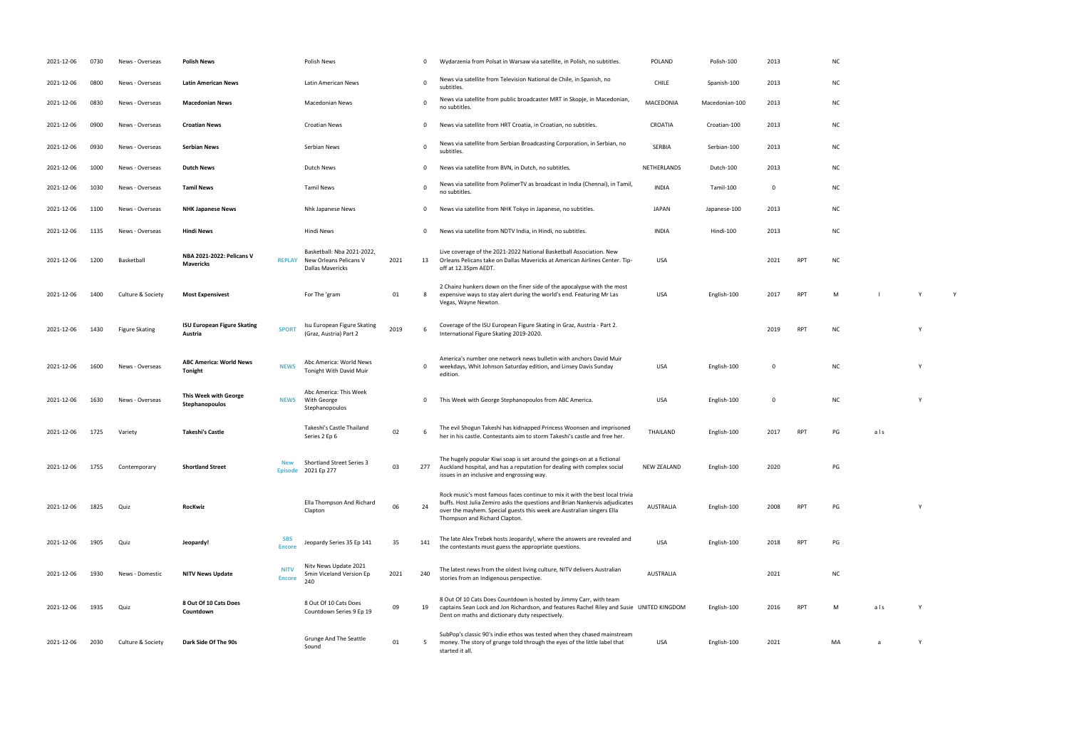| | | | | | | | | | | | | | | | | | |
|---|---|---|---|---|---|---|---|---|---|---|---|---|---|---|---|---|---|
| 2021-12-06 | 0730 | News - Overseas | **Polish News** | | Polish News | | 0 | Wydarzenia from Polsat in Warsaw via satellite, in Polish, no subtitles. | POLAND | Polish-100 | 2013 | | NC | | | |
| 2021-12-06 | 0800 | News - Overseas | **Latin American News** | | Latin American News | | 0 | News via satellite from Television National de Chile, in Spanish, no subtitles. | CHILE | Spanish-100 | 2013 | | NC | | | |
| 2021-12-06 | 0830 | News - Overseas | **Macedonian News** | | Macedonian News | | 0 | News via satellite from public broadcaster MRT in Skopje, in Macedonian, no subtitles. | MACEDONIA | Macedonian-100 | 2013 | | NC | | | |
| 2021-12-06 | 0900 | News - Overseas | **Croatian News** | | Croatian News | | 0 | News via satellite from HRT Croatia, in Croatian, no subtitles. | CROATIA | Croatian-100 | 2013 | | NC | | | |
| 2021-12-06 | 0930 | News - Overseas | **Serbian News** | | Serbian News | | 0 | News via satellite from Serbian Broadcasting Corporation, in Serbian, no subtitles. | SERBIA | Serbian-100 | 2013 | | NC | | | |
| 2021-12-06 | 1000 | News - Overseas | **Dutch News** | | Dutch News | | 0 | News via satellite from BVN, in Dutch, no subtitles. | NETHERLANDS | Dutch-100 | 2013 | | NC | | | |
| 2021-12-06 | 1030 | News - Overseas | **Tamil News** | | Tamil News | | 0 | News via satellite from PolimerTV as broadcast in India (Chennai), in Tamil, no subtitles. | INDIA | Tamil-100 | 0 | | NC | | | |
| 2021-12-06 | 1100 | News - Overseas | **NHK Japanese News** | | Nhk Japanese News | | 0 | News via satellite from NHK Tokyo in Japanese, no subtitles. | JAPAN | Japanese-100 | 2013 | | NC | | | |
| 2021-12-06 | 1135 | News - Overseas | **Hindi News** | | Hindi News | | 0 | News via satellite from NDTV India, in Hindi, no subtitles. | INDIA | Hindi-100 | 2013 | | NC | | | |
| 2021-12-06 | 1200 | Basketball | **NBA 2021-2022: Pelicans V Mavericks** | REPLAY | Basketball: Nba 2021-2022, New Orleans Pelicans V Dallas Mavericks | 2021 | 13 | Live coverage of the 2021-2022 National Basketball Association. New Orleans Pelicans take on Dallas Mavericks at American Airlines Center. Tip-off at 12.35pm AEDT. | USA | | 2021 | RPT | NC | | | |
| 2021-12-06 | 1400 | Culture & Society | **Most Expensivest** | | For The 'gram | 01 | 8 | 2 Chainz hunkers down on the finer side of the apocalypse with the most expensive ways to stay alert during the world's end. Featuring Mr Las Vegas, Wayne Newton. | USA | English-100 | 2017 | RPT | M | l | Y | Y |
| 2021-12-06 | 1430 | Figure Skating | **ISU European Figure Skating Austria** | SPORT | Isu European Figure Skating (Graz, Austria) Part 2 | 2019 | 6 | Coverage of the ISU European Figure Skating in Graz, Austria - Part 2. International Figure Skating 2019-2020. | | | 2019 | RPT | NC | | Y | |
| 2021-12-06 | 1600 | News - Overseas | **ABC America: World News Tonight** | NEWS | Abc America: World News Tonight With David Muir | | 0 | America's number one network news bulletin with anchors David Muir weekdays, Whit Johnson Saturday edition, and Linsey Davis Sunday edition. | USA | English-100 | 0 | | NC | | Y | |
| 2021-12-06 | 1630 | News - Overseas | **This Week with George Stephanopoulos** | NEWS | Abc America: This Week With George Stephanopoulos | | 0 | This Week with George Stephanopoulos from ABC America. | USA | English-100 | 0 | | NC | | Y | |
| 2021-12-06 | 1725 | Variety | **Takeshi's Castle** | | Takeshi's Castle Thailand Series 2 Ep 6 | 02 | 6 | The evil Shogun Takeshi has kidnapped Princess Woonsen and imprisoned her in his castle. Contestants aim to storm Takeshi's castle and free her. | THAILAND | English-100 | 2017 | RPT | PG | a l s | | |
| 2021-12-06 | 1755 | Contemporary | **Shortland Street** | New Episode | Shortland Street Series 3 2021 Ep 277 | 03 | 277 | The hugely popular Kiwi soap is set around the goings-on at a fictional Auckland hospital, and has a reputation for dealing with complex social issues in an inclusive and engrossing way. | NEW ZEALAND | English-100 | 2020 | | PG | | | |
| 2021-12-06 | 1825 | Quiz | **RocKwiz** | | Ella Thompson And Richard Clapton | 06 | 24 | Rock music's most famous faces continue to mix it with the best local trivia buffs. Host Julia Zemiro asks the questions and Brian Nankervis adjudicates over the mayhem. Special guests this week are Australian singers Ella Thompson and Richard Clapton. | AUSTRALIA | English-100 | 2008 | RPT | PG | | Y | |
| 2021-12-06 | 1905 | Quiz | **Jeopardy!** | SBS Encore | Jeopardy Series 35 Ep 141 | 35 | 141 | The late Alex Trebek hosts Jeopardy!, where the answers are revealed and the contestants must guess the appropriate questions. | USA | English-100 | 2018 | RPT | PG | | | |
| 2021-12-06 | 1930 | News - Domestic | **NITV News Update** | NITV Encore | Nitv News Update 2021 5min Viceland Version Ep 240 | 2021 | 240 | The latest news from the oldest living culture, NITV delivers Australian stories from an Indigenous perspective. | AUSTRALIA | | 2021 | | NC | | | |
| 2021-12-06 | 1935 | Quiz | **8 Out Of 10 Cats Does Countdown** | | 8 Out Of 10 Cats Does Countdown Series 9 Ep 19 | 09 | 19 | 8 Out Of 10 Cats Does Countdown is hosted by Jimmy Carr, with team captains Sean Lock and Jon Richardson, and features Rachel Riley and Susie Dent on maths and dictionary duty respectively. | UNITED KINGDOM | English-100 | 2016 | RPT | M | a l s | Y | |
| 2021-12-06 | 2030 | Culture & Society | **Dark Side Of The 90s** | | Grunge And The Seattle Sound | 01 | 5 | SubPop's classic 90's indie ethos was tested when they chased mainstream money. The story of grunge told through the eyes of the little label that started it all. | USA | English-100 | 2021 | | MA | a | Y | |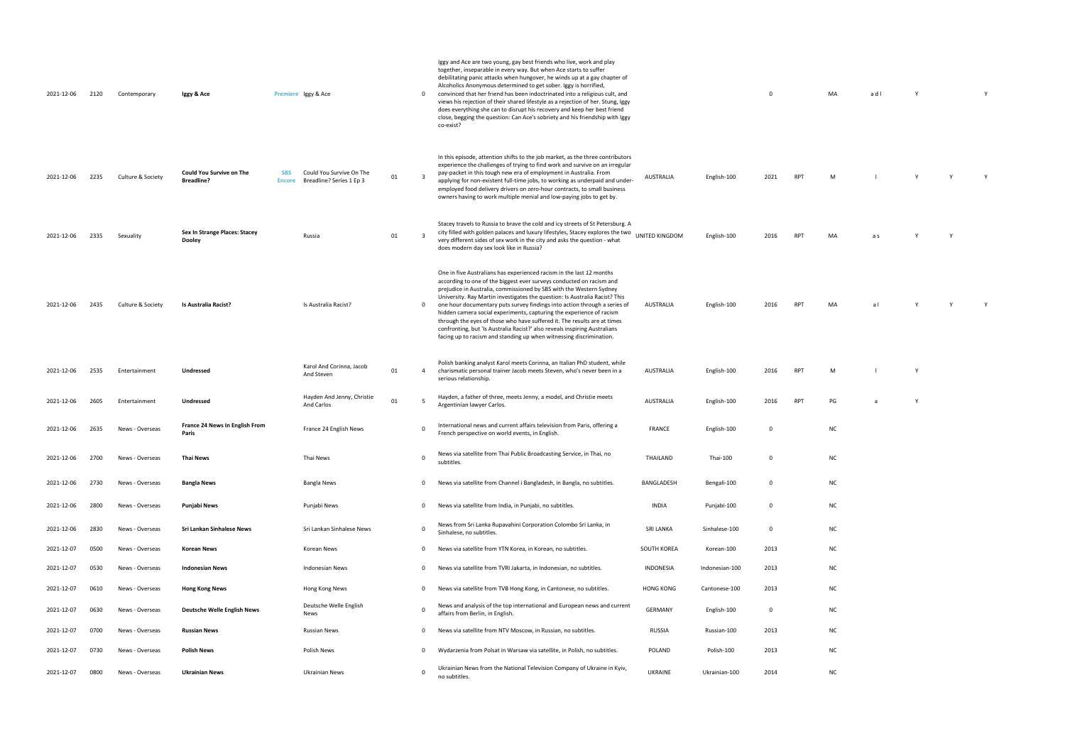| | | | | | | | | | | | | | | | | | |
|---|---|---|---|---|---|---|---|---|---|---|---|---|---|---|---|---|---|
| 2021-12-06 | 2120 | Contemporary | **Iggy & Ace** | Premiere | Iggy & Ace | | 0 | Iggy and Ace are two young, gay best friends who live, work and play together, inseparable in every way. But when Ace starts to suffer debilitating panic attacks when hungover, he winds up at a gay chapter of Alcoholics Anonymous determined to get sober. Iggy is horrified, convinced that her friend has been indoctrinated into a religious cult, and views his rejection of their shared lifestyle as a rejection of her. Stung, Iggy does everything she can to disrupt his recovery and keep her best friend close, begging the question: Can Ace's sobriety and his friendship with Iggy co-exist? | | | 0 | | MA | a d l | Y | | Y |
| 2021-12-06 | 2235 | Culture & Society | **Could You Survive on The Breadline?** | SBS Encore | Could You Survive On The Breadline? Series 1 Ep 3 | 01 | 3 | In this episode, attention shifts to the job market, as the three contributors experience the challenges of trying to find work and survive on an irregular pay-packet in this tough new era of employment in Australia. From applying for non-existent full-time jobs, to working as underpaid and under-employed food delivery drivers on zero-hour contracts, to small business owners having to work multiple menial and low-paying jobs to get by. | AUSTRALIA | English-100 | 2021 | RPT | M | l | Y | Y | Y |
| 2021-12-06 | 2335 | Sexuality | **Sex In Strange Places: Stacey Dooley** | | Russia | 01 | 3 | Stacey travels to Russia to brave the cold and icy streets of St Petersburg. A city filled with golden palaces and luxury lifestyles, Stacey explores the two very different sides of sex work in the city and asks the question - what does modern day sex look like in Russia? | UNITED KINGDOM | English-100 | 2016 | RPT | MA | a s | Y | Y | |
| 2021-12-06 | 2435 | Culture & Society | **Is Australia Racist?** | | Is Australia Racist? | | 0 | One in five Australians has experienced racism in the last 12 months according to one of the biggest ever surveys conducted on racism and prejudice in Australia, commissioned by SBS with the Western Sydney University. Ray Martin investigates the question: Is Australia Racist? This one hour documentary puts survey findings into action through a series of hidden camera social experiments, capturing the experience of racism through the eyes of those who have suffered it. The results are at times confronting, but 'Is Australia Racist?' also reveals inspiring Australians facing up to racism and standing up when witnessing discrimination. | AUSTRALIA | English-100 | 2016 | RPT | MA | a l | Y | Y | Y |
| 2021-12-06 | 2535 | Entertainment | **Undressed** | | Karol And Corinna, Jacob And Steven | 01 | 4 | Polish banking analyst Karol meets Corinna, an Italian PhD student, while charismatic personal trainer Jacob meets Steven, who's never been in a serious relationship. | AUSTRALIA | English-100 | 2016 | RPT | M | l | Y | | |
| 2021-12-06 | 2605 | Entertainment | **Undressed** | | Hayden And Jenny, Christie And Carlos | 01 | 5 | Hayden, a father of three, meets Jenny, a model, and Christie meets Argentinian lawyer Carlos. | AUSTRALIA | English-100 | 2016 | RPT | PG | a | Y | | |
| 2021-12-06 | 2635 | News - Overseas | **France 24 News In English From Paris** | | France 24 English News | | 0 | International news and current affairs television from Paris, offering a French perspective on world events, in English. | FRANCE | English-100 | 0 | | NC | | | | |
| 2021-12-06 | 2700 | News - Overseas | **Thai News** | | Thai News | | 0 | News via satellite from Thai Public Broadcasting Service, in Thai, no subtitles. | THAILAND | Thai-100 | 0 | | NC | | | | |
| 2021-12-06 | 2730 | News - Overseas | **Bangla News** | | Bangla News | | 0 | News via satellite from Channel i Bangladesh, in Bangla, no subtitles. | BANGLADESH | Bengali-100 | 0 | | NC | | | | |
| 2021-12-06 | 2800 | News - Overseas | **Punjabi News** | | Punjabi News | | 0 | News via satellite from India, in Punjabi, no subtitles. | INDIA | Punjabi-100 | 0 | | NC | | | | |
| 2021-12-06 | 2830 | News - Overseas | **Sri Lankan Sinhalese News** | | Sri Lankan Sinhalese News | | 0 | News from Sri Lanka Rupavahini Corporation Colombo Sri Lanka, in Sinhalese, no subtitles. | SRI LANKA | Sinhalese-100 | 0 | | NC | | | | |
| 2021-12-07 | 0500 | News - Overseas | **Korean News** | | Korean News | | 0 | News via satellite from YTN Korea, in Korean, no subtitles. | SOUTH KOREA | Korean-100 | 2013 | | NC | | | | |
| 2021-12-07 | 0530 | News - Overseas | **Indonesian News** | | Indonesian News | | 0 | News via satellite from TVRI Jakarta, in Indonesian, no subtitles. | INDONESIA | Indonesian-100 | 2013 | | NC | | | | |
| 2021-12-07 | 0610 | News - Overseas | **Hong Kong News** | | Hong Kong News | | 0 | News via satellite from TVB Hong Kong, in Cantonese, no subtitles. | HONG KONG | Cantonese-100 | 2013 | | NC | | | | |
| 2021-12-07 | 0630 | News - Overseas | **Deutsche Welle English News** | | Deutsche Welle English News | | 0 | News and analysis of the top international and European news and current affairs from Berlin, in English. | GERMANY | English-100 | 0 | | NC | | | | |
| 2021-12-07 | 0700 | News - Overseas | **Russian News** | | Russian News | | 0 | News via satellite from NTV Moscow, in Russian, no subtitles. | RUSSIA | Russian-100 | 2013 | | NC | | | | |
| 2021-12-07 | 0730 | News - Overseas | **Polish News** | | Polish News | | 0 | Wydarzenia from Polsat in Warsaw via satellite, in Polish, no subtitles. | POLAND | Polish-100 | 2013 | | NC | | | | |
| 2021-12-07 | 0800 | News - Overseas | **Ukrainian News** | | Ukrainian News | | 0 | Ukrainian News from the National Television Company of Ukraine in Kyiv, no subtitles. | UKRAINE | Ukrainian-100 | 2014 | | NC | | | | |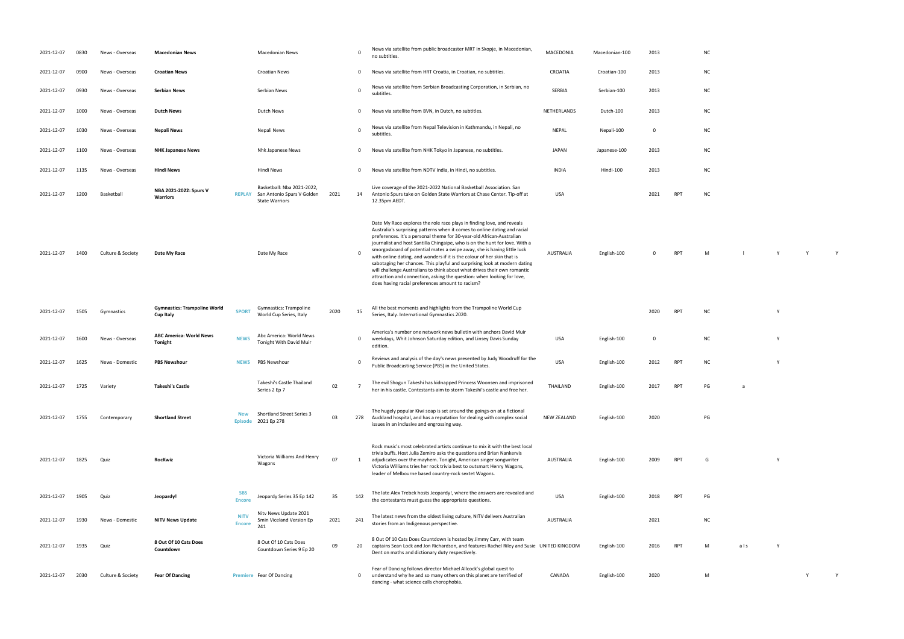| | | | | | | | | | | | | | | | | | |
|---|---|---|---|---|---|---|---|---|---|---|---|---|---|---|---|---|---|
| 2021-12-07 | 0830 | News - Overseas | **Macedonian News** | | Macedonian News | | 0 | News via satellite from public broadcaster MRT in Skopje, in Macedonian, no subtitles. | MACEDONIA | Macedonian-100 | 2013 | | NC | | | | |
| 2021-12-07 | 0900 | News - Overseas | **Croatian News** | | Croatian News | | 0 | News via satellite from HRT Croatia, in Croatian, no subtitles. | CROATIA | Croatian-100 | 2013 | | NC | | | | |
| 2021-12-07 | 0930 | News - Overseas | **Serbian News** | | Serbian News | | 0 | News via satellite from Serbian Broadcasting Corporation, in Serbian, no subtitles. | SERBIA | Serbian-100 | 2013 | | NC | | | | |
| 2021-12-07 | 1000 | News - Overseas | **Dutch News** | | Dutch News | | 0 | News via satellite from BVN, in Dutch, no subtitles. | NETHERLANDS | Dutch-100 | 2013 | | NC | | | | |
| 2021-12-07 | 1030 | News - Overseas | **Nepali News** | | Nepali News | | 0 | News via satellite from Nepal Television in Kathmandu, in Nepali, no subtitles. | NEPAL | Nepali-100 | 0 | | NC | | | | |
| 2021-12-07 | 1100 | News - Overseas | **NHK Japanese News** | | Nhk Japanese News | | 0 | News via satellite from NHK Tokyo in Japanese, no subtitles. | JAPAN | Japanese-100 | 2013 | | NC | | | | |
| 2021-12-07 | 1135 | News - Overseas | **Hindi News** | | Hindi News | | 0 | News via satellite from NDTV India, in Hindi, no subtitles. | INDIA | Hindi-100 | 2013 | | NC | | | | |
| 2021-12-07 | 1200 | Basketball | **NBA 2021-2022: Spurs V Warriors** | REPLAY | Basketball: Nba 2021-2022, San Antonio Spurs V Golden State Warriors | 2021 | 14 | Live coverage of the 2021-2022 National Basketball Association. San Antonio Spurs take on Golden State Warriors at Chase Center. Tip-off at 12.35pm AEDT. | USA | | 2021 | RPT | NC | | | | |
| 2021-12-07 | 1400 | Culture & Society | **Date My Race** | | Date My Race | | 0 | Date My Race explores the role race plays in finding love, and reveals Australia's surprising patterns when it comes to online dating and racial preferences. It's a personal theme for 30-year-old African-Australian journalist and host Santilla Chingaipe, who is on the hunt for love. With a smorgasboard of potential mates a swipe away, she is having little luck with online dating, and wonders if it is the colour of her skin that is sabotaging her chances. This playful and surprising look at modern dating will challenge Australians to think about what drives their own romantic attraction and connection, asking the question: when looking for love, does having racial preferences amount to racism? | AUSTRALIA | English-100 | 0 | RPT | M | l | Y | Y | Y |
| 2021-12-07 | 1505 | Gymnastics | **Gymnastics: Trampoline World Cup Italy** | SPORT | Gymnastics: Trampoline World Cup Series, Italy | 2020 | 15 | All the best moments and highlights from the Trampoline World Cup Series, Italy. International Gymnastics 2020. | | | 2020 | RPT | NC | | Y | | |
| 2021-12-07 | 1600 | News - Overseas | **ABC America: World News Tonight** | NEWS | Abc America: World News Tonight With David Muir | | 0 | America's number one network news bulletin with anchors David Muir weekdays, Whit Johnson Saturday edition, and Linsey Davis Sunday edition. | USA | English-100 | 0 | | NC | | Y | | |
| 2021-12-07 | 1625 | News - Domestic | **PBS Newshour** | NEWS | PBS Newshour | | 0 | Reviews and analysis of the day's news presented by Judy Woodruff for the Public Broadcasting Service (PBS) in the United States. | USA | English-100 | 2012 | RPT | NC | | Y | | |
| 2021-12-07 | 1725 | Variety | **Takeshi's Castle** | | Takeshi's Castle Thailand Series 2 Ep 7 | 02 | 7 | The evil Shogun Takeshi has kidnapped Princess Woonsen and imprisoned her in his castle. Contestants aim to storm Takeshi's castle and free her. | THAILAND | English-100 | 2017 | RPT | PG | a | | | |
| 2021-12-07 | 1755 | Contemporary | **Shortland Street** | New Episode | Shortland Street Series 3 2021 Ep 278 | 03 | 278 | The hugely popular Kiwi soap is set around the goings-on at a fictional Auckland hospital, and has a reputation for dealing with complex social issues in an inclusive and engrossing way. | NEW ZEALAND | English-100 | 2020 | | PG | | | | |
| 2021-12-07 | 1825 | Quiz | **RocKwiz** | | Victoria Williams And Henry Wagons | 07 | 1 | Rock music's most celebrated artists continue to mix it with the best local trivia buffs. Host Julia Zemiro asks the questions and Brian Nankervis adjudicates over the mayhem. Tonight, American singer songwriter Victoria Williams tries her rock trivia best to outsmart Henry Wagons, leader of Melbourne based country-rock sextet Wagons. | AUSTRALIA | English-100 | 2009 | RPT | G | | Y | | |
| 2021-12-07 | 1905 | Quiz | **Jeopardy!** | SBS Encore | Jeopardy Series 35 Ep 142 | 35 | 142 | The late Alex Trebek hosts Jeopardy!, where the answers are revealed and the contestants must guess the appropriate questions. | USA | English-100 | 2018 | RPT | PG | | | | |
| 2021-12-07 | 1930 | News - Domestic | **NITV News Update** | NITV Encore | Nitv News Update 2021 5min Viceland Version Ep 241 | 2021 | 241 | The latest news from the oldest living culture, NITV delivers Australian stories from an Indigenous perspective. | AUSTRALIA | | 2021 | | NC | | | | |
| 2021-12-07 | 1935 | Quiz | **8 Out Of 10 Cats Does Countdown** | | 8 Out Of 10 Cats Does Countdown Series 9 Ep 20 | 09 | 20 | 8 Out Of 10 Cats Does Countdown is hosted by Jimmy Carr, with team captains Sean Lock and Jon Richardson, and features Rachel Riley and Susie Dent on maths and dictionary duty respectively. | UNITED KINGDOM | English-100 | 2016 | RPT | M | a l s | Y | | |
| 2021-12-07 | 2030 | Culture & Society | **Fear Of Dancing** | Premiere | Fear Of Dancing | | 0 | Fear of Dancing follows director Michael Allcock's global quest to understand why he and so many others on this planet are terrified of dancing - what science calls chorophobia. | CANADA | English-100 | 2020 | | M | | | Y | Y |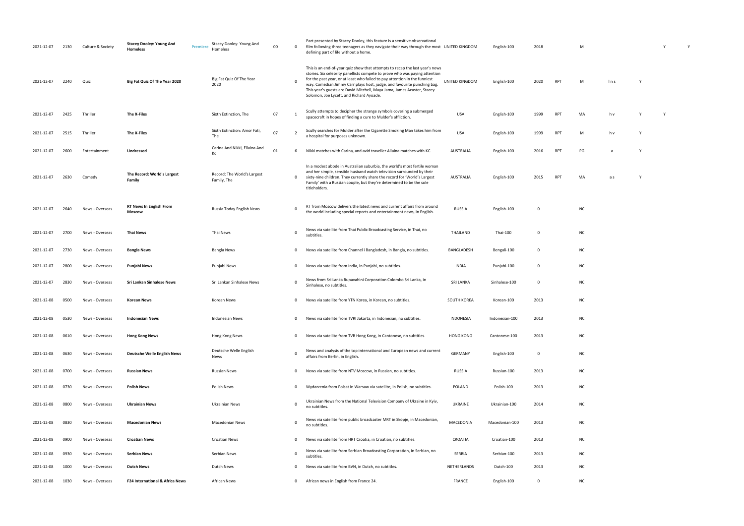| | | | | | | | | | | | | | | | | | |
|---|---|---|---|---|---|---|---|---|---|---|---|---|---|---|---|---|---|
| 2021-12-07 | 2130 | Culture & Society | **Stacey Dooley: Young And Homeless** | Premiere | Stacey Dooley: Young And Homeless | 00 | 0 | Part presented by Stacey Dooley, this feature is a sensitive observational film following three teenagers as they navigate their way through the most defining part of life without a home. | UNITED KINGDOM | English-100 | 2018 | | M | | | Y | Y |
| 2021-12-07 | 2240 | Quiz | **Big Fat Quiz Of The Year 2020** | | Big Fat Quiz Of The Year 2020 | | 0 | This is an end-of-year quiz show that attempts to recap the last year's news stories. Six celebrity panellists compete to prove who was paying attention for the past year, or at least who failed to pay attention in the funniest way. Comedian Jimmy Carr plays host, judge, and favourite punching bag. This year's guests are David Mitchell, Maya Jama, James Acaster, Stacey Solomon, Joe Lycett, and Richard Ayoade. | UNITED KINGDOM | English-100 | 2020 | RPT | M | l n s | Y | | |
| 2021-12-07 | 2425 | Thriller | **The X-Files** | | Sixth Extinction, The | 07 | 1 | Scully attempts to decipher the strange symbols covering a submerged spacecraft in hopes of finding a cure to Mulder's affliction. | USA | English-100 | 1999 | RPT | MA | h v | Y | Y | |
| 2021-12-07 | 2515 | Thriller | **The X-Files** | | Sixth Extinction: Amor Fati, The | 07 | 2 | Scully searches for Mulder after the Cigarette Smoking Man takes him from a hospital for purposes unknown. | USA | English-100 | 1999 | RPT | M | h v | Y | | |
| 2021-12-07 | 2600 | Entertainment | **Undressed** | | Carina And Nikki, Ellaina And Kc | 01 | 6 | Nikki matches with Carina, and avid traveller Allaina matches with KC. | AUSTRALIA | English-100 | 2016 | RPT | PG | a | Y | | |
| 2021-12-07 | 2630 | Comedy | **The Record: World's Largest Family** | | Record: The World's Largest Family, The | | 0 | In a modest abode in Australian suburbia, the world's most fertile woman and her simple, sensible husband watch television surrounded by their sixty-nine children. They currently share the record for 'World's Largest Family' with a Russian couple, but they're determined to be the sole titleholders. | AUSTRALIA | English-100 | 2015 | RPT | MA | a s | Y | | |
| 2021-12-07 | 2640 | News - Overseas | **RT News In English From Moscow** | | Russia Today English News | | 0 | RT from Moscow delivers the latest news and current affairs from around the world including special reports and entertainment news, in English. | RUSSIA | English-100 | 0 | | NC | | | | |
| 2021-12-07 | 2700 | News - Overseas | **Thai News** | | Thai News | | 0 | News via satellite from Thai Public Broadcasting Service, in Thai, no subtitles. | THAILAND | Thai-100 | 0 | | NC | | | | |
| 2021-12-07 | 2730 | News - Overseas | **Bangla News** | | Bangla News | | 0 | News via satellite from Channel i Bangladesh, in Bangla, no subtitles. | BANGLADESH | Bengali-100 | 0 | | NC | | | | |
| 2021-12-07 | 2800 | News - Overseas | **Punjabi News** | | Punjabi News | | 0 | News via satellite from India, in Punjabi, no subtitles. | INDIA | Punjabi-100 | 0 | | NC | | | | |
| 2021-12-07 | 2830 | News - Overseas | **Sri Lankan Sinhalese News** | | Sri Lankan Sinhalese News | | 0 | News from Sri Lanka Rupavahini Corporation Colombo Sri Lanka, in Sinhalese, no subtitles. | SRI LANKA | Sinhalese-100 | 0 | | NC | | | | |
| 2021-12-08 | 0500 | News - Overseas | **Korean News** | | Korean News | | 0 | News via satellite from YTN Korea, in Korean, no subtitles. | SOUTH KOREA | Korean-100 | 2013 | | NC | | | | |
| 2021-12-08 | 0530 | News - Overseas | **Indonesian News** | | Indonesian News | | 0 | News via satellite from TVRI Jakarta, in Indonesian, no subtitles. | INDONESIA | Indonesian-100 | 2013 | | NC | | | | |
| 2021-12-08 | 0610 | News - Overseas | **Hong Kong News** | | Hong Kong News | | 0 | News via satellite from TVB Hong Kong, in Cantonese, no subtitles. | HONG KONG | Cantonese-100 | 2013 | | NC | | | | |
| 2021-12-08 | 0630 | News - Overseas | **Deutsche Welle English News** | | Deutsche Welle English News | | 0 | News and analysis of the top international and European news and current affairs from Berlin, in English. | GERMANY | English-100 | 0 | | NC | | | | |
| 2021-12-08 | 0700 | News - Overseas | **Russian News** | | Russian News | | 0 | News via satellite from NTV Moscow, in Russian, no subtitles. | RUSSIA | Russian-100 | 2013 | | NC | | | | |
| 2021-12-08 | 0730 | News - Overseas | **Polish News** | | Polish News | | 0 | Wydarzenia from Polsat in Warsaw via satellite, in Polish, no subtitles. | POLAND | Polish-100 | 2013 | | NC | | | | |
| 2021-12-08 | 0800 | News - Overseas | **Ukrainian News** | | Ukrainian News | | 0 | Ukrainian News from the National Television Company of Ukraine in Kyiv, no subtitles. | UKRAINE | Ukrainian-100 | 2014 | | NC | | | | |
| 2021-12-08 | 0830 | News - Overseas | **Macedonian News** | | Macedonian News | | 0 | News via satellite from public broadcaster MRT in Skopje, in Macedonian, no subtitles. | MACEDONIA | Macedonian-100 | 2013 | | NC | | | | |
| 2021-12-08 | 0900 | News - Overseas | **Croatian News** | | Croatian News | | 0 | News via satellite from HRT Croatia, in Croatian, no subtitles. | CROATIA | Croatian-100 | 2013 | | NC | | | | |
| 2021-12-08 | 0930 | News - Overseas | **Serbian News** | | Serbian News | | 0 | News via satellite from Serbian Broadcasting Corporation, in Serbian, no subtitles. | SERBIA | Serbian-100 | 2013 | | NC | | | | |
| 2021-12-08 | 1000 | News - Overseas | **Dutch News** | | Dutch News | | 0 | News via satellite from BVN, in Dutch, no subtitles. | NETHERLANDS | Dutch-100 | 2013 | | NC | | | | |
| 2021-12-08 | 1030 | News - Overseas | **F24 International & Africa News** | | African News | | 0 | African news in English from France 24. | FRANCE | English-100 | 0 | | NC | | | | |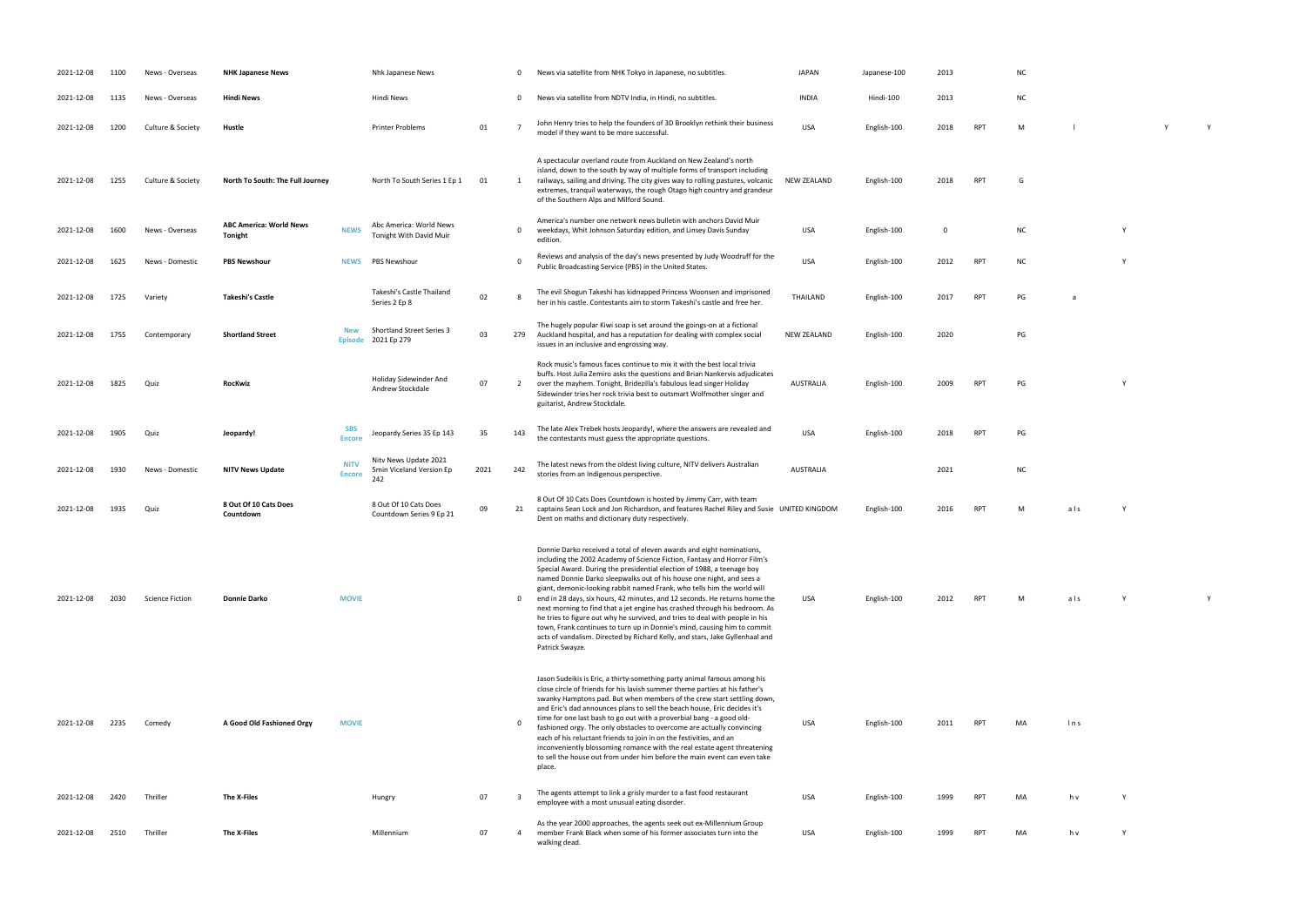| | | | | | | | | | | | | | | | | | | |
|---|---|---|---|---|---|---|---|---|---|---|---|---|---|---|---|---|---|---|
| 2021-12-08 | 1100 | News - Overseas | **NHK Japanese News** | | Nhk Japanese News | | 0 | News via satellite from NHK Tokyo in Japanese, no subtitles. | JAPAN | Japanese-100 | 2013 | | NC | | | | | |
| 2021-12-08 | 1135 | News - Overseas | **Hindi News** | | Hindi News | | 0 | News via satellite from NDTV India, in Hindi, no subtitles. | INDIA | Hindi-100 | 2013 | | NC | | | | | |
| 2021-12-08 | 1200 | Culture & Society | **Hustle** | | Printer Problems | 01 | 7 | John Henry tries to help the founders of 3D Brooklyn rethink their business model if they want to be more successful. | USA | English-100 | 2018 | RPT | M | l | | | Y | Y |
| 2021-12-08 | 1255 | Culture & Society | **North To South: The Full Journey** | | North To South Series 1 Ep 1 | 01 | 1 | A spectacular overland route from Auckland on New Zealand's north island, down to the south by way of multiple forms of transport including railways, sailing and driving. The city gives way to rolling pastures, volcanic extremes, tranquil waterways, the rough Otago high country and grandeur of the Southern Alps and Milford Sound. | NEW ZEALAND | English-100 | 2018 | RPT | G | | | | | |
| 2021-12-08 | 1600 | News - Overseas | **ABC America: World News Tonight** | **NEWS** | Abc America: World News Tonight With David Muir | | 0 | America's number one network news bulletin with anchors David Muir weekdays, Whit Johnson Saturday edition, and Linsey Davis Sunday edition. | USA | English-100 | 0 | | NC | | Y | | | |
| 2021-12-08 | 1625 | News - Domestic | **PBS Newshour** | **NEWS** | PBS Newshour | | 0 | Reviews and analysis of the day's news presented by Judy Woodruff for the Public Broadcasting Service (PBS) in the United States. | USA | English-100 | 2012 | RPT | NC | | Y | | | |
| 2021-12-08 | 1725 | Variety | **Takeshi's Castle** | | Takeshi's Castle Thailand Series 2 Ep 8 | 02 | 8 | The evil Shogun Takeshi has kidnapped Princess Woonsen and imprisoned her in his castle. Contestants aim to storm Takeshi's castle and free her. | THAILAND | English-100 | 2017 | RPT | PG | a | | | | |
| 2021-12-08 | 1755 | Contemporary | **Shortland Street** | **New Episode** | Shortland Street Series 3 2021 Ep 279 | 03 | 279 | The hugely popular Kiwi soap is set around the goings-on at a fictional Auckland hospital, and has a reputation for dealing with complex social issues in an inclusive and engrossing way. | NEW ZEALAND | English-100 | 2020 | | PG | | | | | |
| 2021-12-08 | 1825 | Quiz | **RocKwiz** | | Holiday Sidewinder And Andrew Stockdale | 07 | 2 | Rock music's famous faces continue to mix it with the best local trivia buffs. Host Julia Zemiro asks the questions and Brian Nankervis adjudicates over the mayhem. Tonight, Bridezilla's fabulous lead singer Holiday Sidewinder tries her rock trivia best to outsmart Wolfmother singer and guitarist, Andrew Stockdale. | AUSTRALIA | English-100 | 2009 | RPT | PG | | Y | | | |
| 2021-12-08 | 1905 | Quiz | **Jeopardy!** | **SBS Encore** | Jeopardy Series 35 Ep 143 | 35 | 143 | The late Alex Trebek hosts Jeopardy!, where the answers are revealed and the contestants must guess the appropriate questions. | USA | English-100 | 2018 | RPT | PG | | | | | |
| 2021-12-08 | 1930 | News - Domestic | **NITV News Update** | **NITV Encore** | Nitv News Update 2021 5min Viceland Version Ep 242 | 2021 | 242 | The latest news from the oldest living culture, NITV delivers Australian stories from an Indigenous perspective. | AUSTRALIA | | 2021 | | NC | | | | | |
| 2021-12-08 | 1935 | Quiz | **8 Out Of 10 Cats Does Countdown** | | 8 Out Of 10 Cats Does Countdown Series 9 Ep 21 | 09 | 21 | 8 Out Of 10 Cats Does Countdown is hosted by Jimmy Carr, with team captains Sean Lock and Jon Richardson, and features Rachel Riley and Susie Dent on maths and dictionary duty respectively. | UNITED KINGDOM | English-100 | 2016 | RPT | M | a l s | Y | | | |
| 2021-12-08 | 2030 | Science Fiction | **Donnie Darko** | **MOVIE** | | | 0 | Donnie Darko received a total of eleven awards and eight nominations, including the 2002 Academy of Science Fiction, Fantasy and Horror Film's Special Award. During the presidential election of 1988, a teenage boy named Donnie Darko sleepwalks out of his house one night, and sees a giant, demonic-looking rabbit named Frank, who tells him the world will end in 28 days, six hours, 42 minutes, and 12 seconds. He returns home the next morning to find that a jet engine has crashed through his bedroom. As he tries to figure out why he survived, and tries to deal with people in his town, Frank continues to turn up in Donnie's mind, causing him to commit acts of vandalism. Directed by Richard Kelly, and stars, Jake Gyllenhaal and Patrick Swayze. | USA | English-100 | 2012 | RPT | M | a l s | Y | | | Y |
| 2021-12-08 | 2235 | Comedy | **A Good Old Fashioned Orgy** | **MOVIE** | | | 0 | Jason Sudeikis is Eric, a thirty-something party animal famous among his close circle of friends for his lavish summer theme parties at his father's swanky Hamptons pad. But when members of the crew start settling down, and Eric's dad announces plans to sell the beach house, Eric decides it's time for one last bash to go out with a proverbial bang - a good old-fashioned orgy. The only obstacles to overcome are actually convincing each of his reluctant friends to join in on the festivities, and an inconveniently blossoming romance with the real estate agent threatening to sell the house out from under him before the main event can even take place. | USA | English-100 | 2011 | RPT | MA | l n s | | | | |
| 2021-12-08 | 2420 | Thriller | **The X-Files** | | Hungry | 07 | 3 | The agents attempt to link a grisly murder to a fast food restaurant employee with a most unusual eating disorder. | USA | English-100 | 1999 | RPT | MA | h v | Y | | | |
| 2021-12-08 | 2510 | Thriller | **The X-Files** | | Millennium | 07 | 4 | As the year 2000 approaches, the agents seek out ex-Millennium Group member Frank Black when some of his former associates turn into the walking dead. | USA | English-100 | 1999 | RPT | MA | h v | Y | | | |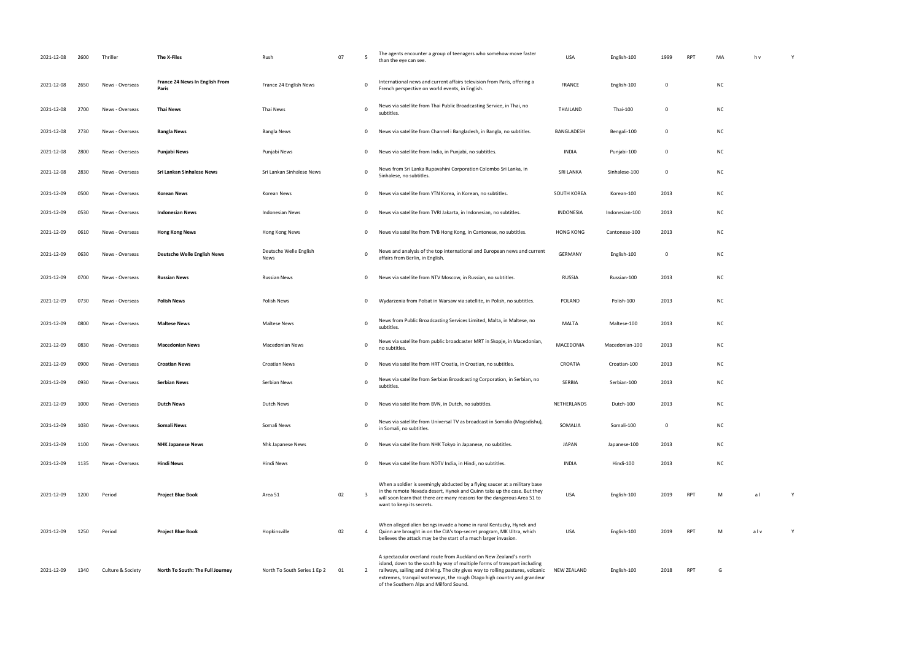| | | | | | | | | | | | | | | | |
|---|---|---|---|---|---|---|---|---|---|---|---|---|---|---|---|
| 2021-12-08 | 2600 | Thriller | **The X-Files** | Rush | 07 | 5 | The agents encounter a group of teenagers who somehow move faster than the eye can see. | USA | English-100 | 1999 | RPT | MA | h v | Y |
| 2021-12-08 | 2650 | News - Overseas | **France 24 News In English From Paris** | France 24 English News | | 0 | International news and current affairs television from Paris, offering a French perspective on world events, in English. | FRANCE | English-100 | 0 | | NC | | |
| 2021-12-08 | 2700 | News - Overseas | **Thai News** | Thai News | | 0 | News via satellite from Thai Public Broadcasting Service, in Thai, no subtitles. | THAILAND | Thai-100 | 0 | | NC | | |
| 2021-12-08 | 2730 | News - Overseas | **Bangla News** | Bangla News | | 0 | News via satellite from Channel i Bangladesh, in Bangla, no subtitles. | BANGLADESH | Bengali-100 | 0 | | NC | | |
| 2021-12-08 | 2800 | News - Overseas | **Punjabi News** | Punjabi News | | 0 | News via satellite from India, in Punjabi, no subtitles. | INDIA | Punjabi-100 | 0 | | NC | | |
| 2021-12-08 | 2830 | News - Overseas | **Sri Lankan Sinhalese News** | Sri Lankan Sinhalese News | | 0 | News from Sri Lanka Rupavahini Corporation Colombo Sri Lanka, in Sinhalese, no subtitles. | SRI LANKA | Sinhalese-100 | 0 | | NC | | |
| 2021-12-09 | 0500 | News - Overseas | **Korean News** | Korean News | | 0 | News via satellite from YTN Korea, in Korean, no subtitles. | SOUTH KOREA | Korean-100 | 2013 | | NC | | |
| 2021-12-09 | 0530 | News - Overseas | **Indonesian News** | Indonesian News | | 0 | News via satellite from TVRI Jakarta, in Indonesian, no subtitles. | INDONESIA | Indonesian-100 | 2013 | | NC | | |
| 2021-12-09 | 0610 | News - Overseas | **Hong Kong News** | Hong Kong News | | 0 | News via satellite from TVB Hong Kong, in Cantonese, no subtitles. | HONG KONG | Cantonese-100 | 2013 | | NC | | |
| 2021-12-09 | 0630 | News - Overseas | **Deutsche Welle English News** | Deutsche Welle English News | | 0 | News and analysis of the top international and European news and current affairs from Berlin, in English. | GERMANY | English-100 | 0 | | NC | | |
| 2021-12-09 | 0700 | News - Overseas | **Russian News** | Russian News | | 0 | News via satellite from NTV Moscow, in Russian, no subtitles. | RUSSIA | Russian-100 | 2013 | | NC | | |
| 2021-12-09 | 0730 | News - Overseas | **Polish News** | Polish News | | 0 | Wydarzenia from Polsat in Warsaw via satellite, in Polish, no subtitles. | POLAND | Polish-100 | 2013 | | NC | | |
| 2021-12-09 | 0800 | News - Overseas | **Maltese News** | Maltese News | | 0 | News from Public Broadcasting Services Limited, Malta, in Maltese, no subtitles. | MALTA | Maltese-100 | 2013 | | NC | | |
| 2021-12-09 | 0830 | News - Overseas | **Macedonian News** | Macedonian News | | 0 | News via satellite from public broadcaster MRT in Skopje, in Macedonian, no subtitles. | MACEDONIA | Macedonian-100 | 2013 | | NC | | |
| 2021-12-09 | 0900 | News - Overseas | **Croatian News** | Croatian News | | 0 | News via satellite from HRT Croatia, in Croatian, no subtitles. | CROATIA | Croatian-100 | 2013 | | NC | | |
| 2021-12-09 | 0930 | News - Overseas | **Serbian News** | Serbian News | | 0 | News via satellite from Serbian Broadcasting Corporation, in Serbian, no subtitles. | SERBIA | Serbian-100 | 2013 | | NC | | |
| 2021-12-09 | 1000 | News - Overseas | **Dutch News** | Dutch News | | 0 | News via satellite from BVN, in Dutch, no subtitles. | NETHERLANDS | Dutch-100 | 2013 | | NC | | |
| 2021-12-09 | 1030 | News - Overseas | **Somali News** | Somali News | | 0 | News via satellite from Universal TV as broadcast in Somalia (Mogadishu), in Somali, no subtitles. | SOMALIA | Somali-100 | 0 | | NC | | |
| 2021-12-09 | 1100 | News - Overseas | **NHK Japanese News** | Nhk Japanese News | | 0 | News via satellite from NHK Tokyo in Japanese, no subtitles. | JAPAN | Japanese-100 | 2013 | | NC | | |
| 2021-12-09 | 1135 | News - Overseas | **Hindi News** | Hindi News | | 0 | News via satellite from NDTV India, in Hindi, no subtitles. | INDIA | Hindi-100 | 2013 | | NC | | |
| 2021-12-09 | 1200 | Period | **Project Blue Book** | Area 51 | 02 | 3 | When a soldier is seemingly abducted by a flying saucer at a military base in the remote Nevada desert, Hynek and Quinn take up the case. But they will soon learn that there are many reasons for the dangerous Area 51 to want to keep its secrets. | USA | English-100 | 2019 | RPT | M | a l | Y |
| 2021-12-09 | 1250 | Period | **Project Blue Book** | Hopkinsville | 02 | 4 | When alleged alien beings invade a home in rural Kentucky, Hynek and Quinn are brought in on the CIA's top-secret program, MK Ultra, which believes the attack may be the start of a much larger invasion. | USA | English-100 | 2019 | RPT | M | a l v | Y |
| 2021-12-09 | 1340 | Culture & Society | **North To South: The Full Journey** | North To South Series 1 Ep 2 | 01 | 2 | A spectacular overland route from Auckland on New Zealand's north island, down to the south by way of multiple forms of transport including railways, sailing and driving. The city gives way to rolling pastures, volcanic extremes, tranquil waterways, the rough Otago high country and grandeur of the Southern Alps and Milford Sound. | NEW ZEALAND | English-100 | 2018 | RPT | G | | |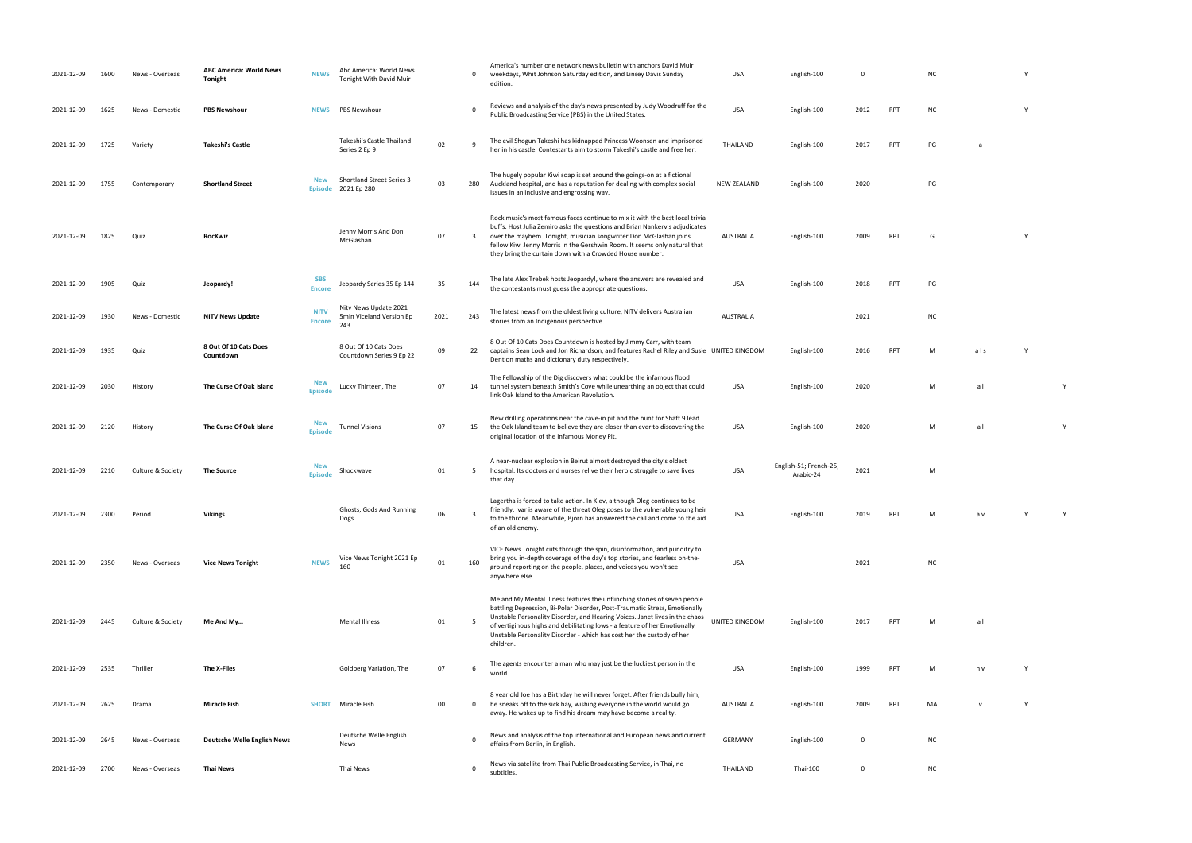| | | | | | | | | | | | | | | | | |
|---|---|---|---|---|---|---|---|---|---|---|---|---|---|---|---|---|
| 2021-12-09 | 1600 | News - Overseas | **ABC America: World News Tonight** | NEWS | Abc America: World News Tonight With David Muir | | 0 | America's number one network news bulletin with anchors David Muir weekdays, Whit Johnson Saturday edition, and Linsey Davis Sunday edition. | USA | English-100 | 0 | | NC | | Y | |
| 2021-12-09 | 1625 | News - Domestic | **PBS Newshour** | NEWS | PBS Newshour | | 0 | Reviews and analysis of the day's news presented by Judy Woodruff for the Public Broadcasting Service (PBS) in the United States. | USA | English-100 | 2012 | RPT | NC | | Y | |
| 2021-12-09 | 1725 | Variety | **Takeshi's Castle** | | Takeshi's Castle Thailand Series 2 Ep 9 | 02 | 9 | The evil Shogun Takeshi has kidnapped Princess Woonsen and imprisoned her in his castle. Contestants aim to storm Takeshi's castle and free her. | THAILAND | English-100 | 2017 | RPT | PG | a | | |
| 2021-12-09 | 1755 | Contemporary | **Shortland Street** | New Episode | Shortland Street Series 3 2021 Ep 280 | 03 | 280 | The hugely popular Kiwi soap is set around the goings-on at a fictional Auckland hospital, and has a reputation for dealing with complex social issues in an inclusive and engrossing way. | NEW ZEALAND | English-100 | 2020 | | PG | | | |
| 2021-12-09 | 1825 | Quiz | **RocKwiz** | | Jenny Morris And Don McGlashan | 07 | 3 | Rock music's most famous faces continue to mix it with the best local trivia buffs. Host Julia Zemiro asks the questions and Brian Nankervis adjudicates over the mayhem. Tonight, musician songwriter Don McGlashan joins fellow Kiwi Jenny Morris in the Gershwin Room. It seems only natural that they bring the curtain down with a Crowded House number. | AUSTRALIA | English-100 | 2009 | RPT | G | | Y | |
| 2021-12-09 | 1905 | Quiz | **Jeopardy!** | SBS Encore | Jeopardy Series 35 Ep 144 | 35 | 144 | The late Alex Trebek hosts Jeopardy!, where the answers are revealed and the contestants must guess the appropriate questions. | USA | English-100 | 2018 | RPT | PG | | | |
| 2021-12-09 | 1930 | News - Domestic | **NITV News Update** | NITV Encore | Nitv News Update 2021 5min Version Ep 243 | 2021 | 243 | The latest news from the oldest living culture, NITV delivers Australian stories from an Indigenous perspective. | AUSTRALIA | | 2021 | | NC | | | |
| 2021-12-09 | 1935 | Quiz | **8 Out Of 10 Cats Does Countdown** | | 8 Out Of 10 Cats Does Countdown Series 9 Ep 22 | 09 | 22 | 8 Out Of 10 Cats Does Countdown is hosted by Jimmy Carr, with team captains Sean Lock and Jon Richardson, and features Rachel Riley and Susie Dent on maths and dictionary duty respectively. | UNITED KINGDOM | English-100 | 2016 | RPT | M | a l s | Y | |
| 2021-12-09 | 2030 | History | **The Curse Of Oak Island** | New Episode | Lucky Thirteen, The | 07 | 14 | The Fellowship of the Dig discovers what could be the infamous flood tunnel system beneath Smith's Cove while unearthing an object that could link Oak Island to the American Revolution. | USA | English-100 | 2020 | | M | a l | | Y |
| 2021-12-09 | 2120 | History | **The Curse Of Oak Island** | New Episode | Tunnel Visions | 07 | 15 | New drilling operations near the cave-in pit and the hunt for Shaft 9 lead the Oak Island team to believe they are closer than ever to discovering the original location of the infamous Money Pit. | USA | English-100 | 2020 | | M | a l | | Y |
| 2021-12-09 | 2210 | Culture & Society | **The Source** | New Episode | Shockwave | 01 | 5 | A near-nuclear explosion in Beirut almost destroyed the city's oldest hospital. Its doctors and nurses relive their heroic struggle to save lives that day. | USA | English-51; French-25; Arabic-24 | 2021 | | M | | | |
| 2021-12-09 | 2300 | Period | **Vikings** | | Ghosts, Gods And Running Dogs | 06 | 3 | Lagertha is forced to take action. In Kiev, although Oleg continues to be friendly, Ivar is aware of the threat Oleg poses to the vulnerable young heir to the throne. Meanwhile, Bjorn has answered the call and come to the aid of an old enemy. | USA | English-100 | 2019 | RPT | M | a v | Y | Y |
| 2021-12-09 | 2350 | News - Overseas | **Vice News Tonight** | NEWS | Vice News Tonight 2021 Ep 160 | 01 | 160 | VICE News Tonight cuts through the spin, disinformation, and punditry to bring you in-depth coverage of the day's top stories, and fearless on-the-ground reporting on the people, places, and voices you won't see anywhere else. | USA | | 2021 | | NC | | | |
| 2021-12-09 | 2445 | Culture & Society | **Me And My...** | | Mental Illness | 01 | 5 | Me and My Mental Illness features the unflinching stories of seven people battling Depression, Bi-Polar Disorder, Post-Traumatic Stress, Emotionally Unstable Personality Disorder, and Hearing Voices. Janet lives in the chaos of vertiginous highs and debilitating lows - a feature of her Emotionally Unstable Personality Disorder - which has cost her the custody of her children. | UNITED KINGDOM | English-100 | 2017 | RPT | M | a l | | |
| 2021-12-09 | 2535 | Thriller | **The X-Files** | | Goldberg Variation, The | 07 | 6 | The agents encounter a man who may just be the luckiest person in the world. | USA | English-100 | 1999 | RPT | M | h v | Y | |
| 2021-12-09 | 2625 | Drama | **Miracle Fish** | SHORT | Miracle Fish | 00 | 0 | 8 year old Joe has a Birthday he will never forget. After friends bully him, he sneaks off to the sick bay, wishing everyone in the world would go away. He wakes up to find his dream may have become a reality. | AUSTRALIA | English-100 | 2009 | RPT | MA | v | Y | |
| 2021-12-09 | 2645 | News - Overseas | **Deutsche Welle English News** | | Deutsche Welle English News | | 0 | News and analysis of the top international and European news and current affairs from Berlin, in English. | GERMANY | English-100 | 0 | | NC | | | |
| 2021-12-09 | 2700 | News - Overseas | **Thai News** | | Thai News | | 0 | News via satellite from Thai Public Broadcasting Service, in Thai, no subtitles. | THAILAND | Thai-100 | 0 | | NC | | | |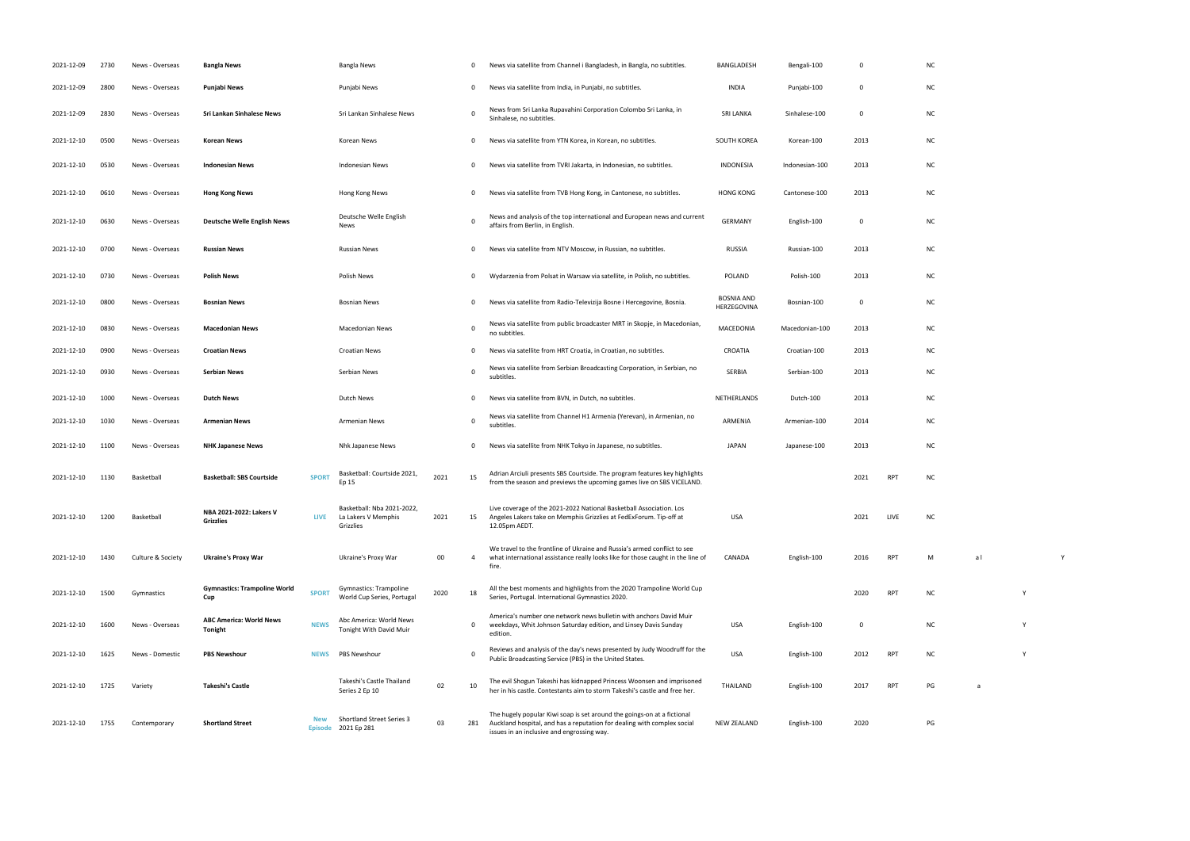| | | | | | | | | | | | | | | | | | |
|---|---|---|---|---|---|---|---|---|---|---|---|---|---|---|---|---|---|
| 2021-12-09 | 2730 | News - Overseas | **Bangla News** | | Bangla News | | 0 | News via satellite from Channel i Bangladesh, in Bangla, no subtitles. | BANGLADESH | Bengali-100 | 0 | | NC | | | |
| 2021-12-09 | 2800 | News - Overseas | **Punjabi News** | | Punjabi News | | 0 | News via satellite from India, in Punjabi, no subtitles. | INDIA | Punjabi-100 | 0 | | NC | | | |
| 2021-12-09 | 2830 | News - Overseas | **Sri Lankan Sinhalese News** | | Sri Lankan Sinhalese News | | 0 | News from Sri Lanka Rupavahini Corporation Colombo Sri Lanka, in Sinhalese, no subtitles. | SRI LANKA | Sinhalese-100 | 0 | | NC | | | |
| 2021-12-10 | 0500 | News - Overseas | **Korean News** | | Korean News | | 0 | News via satellite from YTN Korea, in Korean, no subtitles. | SOUTH KOREA | Korean-100 | 2013 | | NC | | | |
| 2021-12-10 | 0530 | News - Overseas | **Indonesian News** | | Indonesian News | | 0 | News via satellite from TVRI Jakarta, in Indonesian, no subtitles. | INDONESIA | Indonesian-100 | 2013 | | NC | | | |
| 2021-12-10 | 0610 | News - Overseas | **Hong Kong News** | | Hong Kong News | | 0 | News via satellite from TVB Hong Kong, in Cantonese, no subtitles. | HONG KONG | Cantonese-100 | 2013 | | NC | | | |
| 2021-12-10 | 0630 | News - Overseas | **Deutsche Welle English News** | | Deutsche Welle English News | | 0 | News and analysis of the top international and European news and current affairs from Berlin, in English. | GERMANY | English-100 | 0 | | NC | | | |
| 2021-12-10 | 0700 | News - Overseas | **Russian News** | | Russian News | | 0 | News via satellite from NTV Moscow, in Russian, no subtitles. | RUSSIA | Russian-100 | 2013 | | NC | | | |
| 2021-12-10 | 0730 | News - Overseas | **Polish News** | | Polish News | | 0 | Wydarzenia from Polsat in Warsaw via satellite, in Polish, no subtitles. | POLAND | Polish-100 | 2013 | | NC | | | |
| 2021-12-10 | 0800 | News - Overseas | **Bosnian News** | | Bosnian News | | 0 | News via satellite from Radio-Televizija Bosne i Hercegovine, Bosnia. | BOSNIA AND HERZEGOVINA | Bosnian-100 | 0 | | NC | | | |
| 2021-12-10 | 0830 | News - Overseas | **Macedonian News** | | Macedonian News | | 0 | News via satellite from public broadcaster MRT in Skopje, in Macedonian, no subtitles. | MACEDONIA | Macedonian-100 | 2013 | | NC | | | |
| 2021-12-10 | 0900 | News - Overseas | **Croatian News** | | Croatian News | | 0 | News via satellite from HRT Croatia, in Croatian, no subtitles. | CROATIA | Croatian-100 | 2013 | | NC | | | |
| 2021-12-10 | 0930 | News - Overseas | **Serbian News** | | Serbian News | | 0 | News via satellite from Serbian Broadcasting Corporation, in Serbian, no subtitles. | SERBIA | Serbian-100 | 2013 | | NC | | | |
| 2021-12-10 | 1000 | News - Overseas | **Dutch News** | | Dutch News | | 0 | News via satellite from BVN, in Dutch, no subtitles. | NETHERLANDS | Dutch-100 | 2013 | | NC | | | |
| 2021-12-10 | 1030 | News - Overseas | **Armenian News** | | Armenian News | | 0 | News via satellite from Channel H1 Armenia (Yerevan), in Armenian, no subtitles. | ARMENIA | Armenian-100 | 2014 | | NC | | | |
| 2021-12-10 | 1100 | News - Overseas | **NHK Japanese News** | | Nhk Japanese News | | 0 | News via satellite from NHK Tokyo in Japanese, no subtitles. | JAPAN | Japanese-100 | 2013 | | NC | | | |
| 2021-12-10 | 1130 | Basketball | **Basketball: SBS Courtside** | SPORT | Basketball: Courtside 2021, Ep 15 | 2021 | 15 | Adrian Arciuli presents SBS Courtside. The program features key highlights from the season and previews the upcoming games live on SBS VICELAND. | | | 2021 | RPT | NC | | | |
| 2021-12-10 | 1200 | Basketball | **NBA 2021-2022: Lakers V Grizzlies** | LIVE | Basketball: Nba 2021-2022, La Lakers V Memphis Grizzlies | 2021 | 15 | Live coverage of the 2021-2022 National Basketball Association. Los Angeles Lakers take on Memphis Grizzlies at FedExForum. Tip-off at 12.05pm AEDT. | USA | | 2021 | LIVE | NC | | | |
| 2021-12-10 | 1430 | Culture & Society | **Ukraine's Proxy War** | | Ukraine's Proxy War | 00 | 4 | We travel to the frontline of Ukraine and Russia's armed conflict to see what international assistance really looks like for those caught in the line of fire. | CANADA | English-100 | 2016 | RPT | M | a l | | Y |
| 2021-12-10 | 1500 | Gymnastics | **Gymnastics: Trampoline World Cup** | SPORT | Gymnastics: Trampoline World Cup Series, Portugal | 2020 | 18 | All the best moments and highlights from the 2020 Trampoline World Cup Series, Portugal. International Gymnastics 2020. | | | 2020 | RPT | NC | | Y | |
| 2021-12-10 | 1600 | News - Overseas | **ABC America: World News Tonight** | NEWS | Abc America: World News Tonight With David Muir | | 0 | America's number one network news bulletin with anchors David Muir weekdays, Whit Johnson Saturday edition, and Linsey Davis Sunday edition. | USA | English-100 | 0 | | NC | | Y | |
| 2021-12-10 | 1625 | News - Domestic | **PBS Newshour** | NEWS | PBS Newshour | | 0 | Reviews and analysis of the day's news presented by Judy Woodruff for the Public Broadcasting Service (PBS) in the United States. | USA | English-100 | 2012 | RPT | NC | | Y | |
| 2021-12-10 | 1725 | Variety | **Takeshi's Castle** | | Takeshi's Castle Thailand Series 2 Ep 10 | 02 | 10 | The evil Shogun Takeshi has kidnapped Princess Woonsen and imprisoned her in his castle. Contestants aim to storm Takeshi's castle and free her. | THAILAND | English-100 | 2017 | RPT | PG | a | | |
| 2021-12-10 | 1755 | Contemporary | **Shortland Street** | New Episode | Shortland Street Series 3 2021 Ep 281 | 03 | 281 | The hugely popular Kiwi soap is set around the goings-on at a fictional Auckland hospital, and has a reputation for dealing with complex social issues in an inclusive and engrossing way. | NEW ZEALAND | English-100 | 2020 | | PG | | | |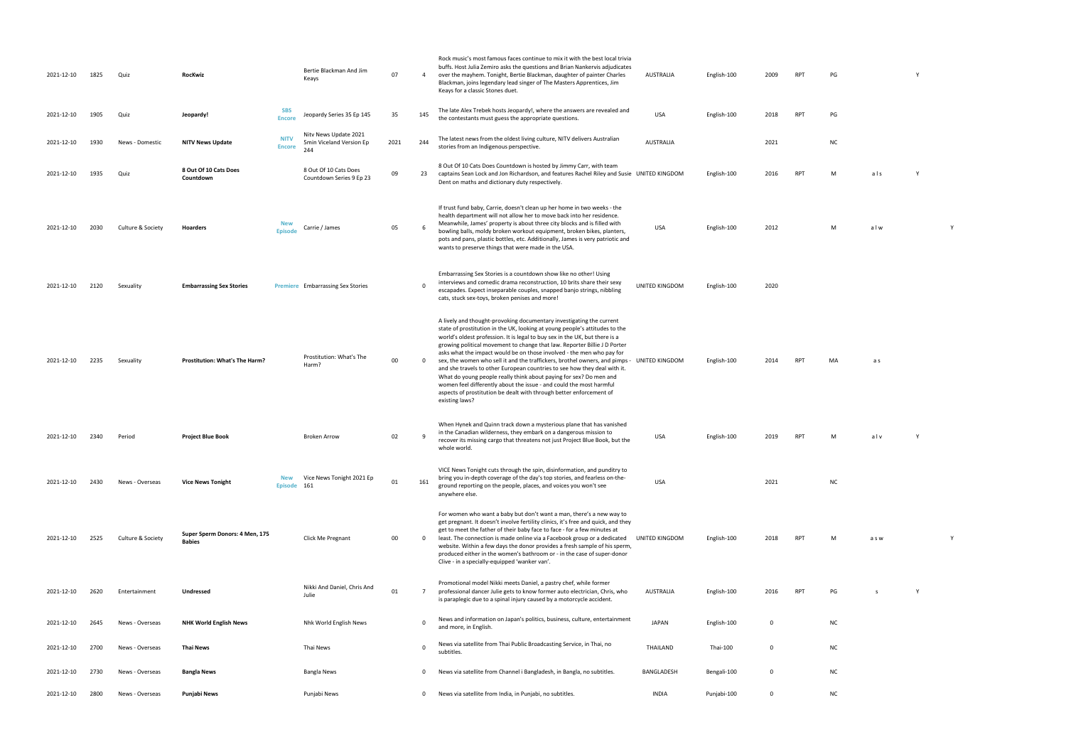| | | | | | | | | | | | | | | | | | |
|---|---|---|---|---|---|---|---|---|---|---|---|---|---|---|---|---|---|
| 2021-12-10 | 1825 | Quiz | **RocKwiz** | | Bertie Blackman And Jim Keays | 07 | 4 | Rock music's most famous faces continue to mix it with the best local trivia buffs. Host Julia Zemiro asks the questions and Brian Nankervis adjudicates over the mayhem. Tonight, Bertie Blackman, daughter of painter Charles Blackman, joins legendary lead singer of The Masters Apprentices, Jim Keays for a classic Stones duet. | AUSTRALIA | English-100 | 2009 | RPT | PG | | Y | |
| 2021-12-10 | 1905 | Quiz | **Jeopardy!** | SBS Encore | Jeopardy Series 35 Ep 145 | 35 | 145 | The late Alex Trebek hosts Jeopardy!, where the answers are revealed and the contestants must guess the appropriate questions. | USA | English-100 | 2018 | RPT | PG | | | |
| 2021-12-10 | 1930 | News - Domestic | **NITV News Update** | NITV Encore | Nitv News Update 2021 5min Viceland Version Ep 244 | 2021 | 244 | The latest news from the oldest living culture, NITV delivers Australian stories from an Indigenous perspective. | AUSTRALIA | | 2021 | | NC | | | |
| 2021-12-10 | 1935 | Quiz | **8 Out Of 10 Cats Does Countdown** | | 8 Out Of 10 Cats Does Countdown Series 9 Ep 23 | 09 | 23 | 8 Out Of 10 Cats Does Countdown is hosted by Jimmy Carr, with team captains Sean Lock and Jon Richardson, and features Rachel Riley and Susie Dent on maths and dictionary duty respectively. | UNITED KINGDOM | English-100 | 2016 | RPT | M | a l s | Y | |
| 2021-12-10 | 2030 | Culture & Society | **Hoarders** | New Episode | Carrie / James | 05 | 6 | If trust fund baby, Carrie, doesn't clean up her home in two weeks - the health department will not allow her to move back into her residence. Meanwhile, James' property is about three city blocks and is filled with bowling balls, moldy broken workout equipment, broken bikes, planters, pots and pans, plastic bottles, etc. Additionally, James is very patriotic and wants to preserve things that were made in the USA. | USA | English-100 | 2012 | | M | a l w | | Y |
| 2021-12-10 | 2120 | Sexuality | **Embarrassing Sex Stories** | Premiere | Embarrassing Sex Stories | | 0 | Embarrassing Sex Stories is a countdown show like no other! Using interviews and comedic drama reconstruction, 10 brits share their sexy escapades. Expect inseparable couples, snapped banjo strings, nibbling cats, stuck sex-toys, broken penises and more! | UNITED KINGDOM | English-100 | 2020 | | | | | |
| 2021-12-10 | 2235 | Sexuality | **Prostitution: What's The Harm?** | | Prostitution: What's The Harm? | 00 | 0 | A lively and thought-provoking documentary investigating the current state of prostitution in the UK, looking at young people's attitudes to the world's oldest profession. It is legal to buy sex in the UK, but there is a growing political movement to change that law. Reporter Billie J D Porter asks what the impact would be on those involved - the men who pay for sex, the women who sell it and the traffickers, brothel owners, and pimps - and she travels to other European countries to see how they deal with it. What do young people really think about paying for sex? Do men and women feel differently about the issue - and could the most harmful aspects of prostitution be dealt with through better enforcement of existing laws? | UNITED KINGDOM | English-100 | 2014 | RPT | MA | a s | | |
| 2021-12-10 | 2340 | Period | **Project Blue Book** | | Broken Arrow | 02 | 9 | When Hynek and Quinn track down a mysterious plane that has vanished in the Canadian wilderness, they embark on a dangerous mission to recover its missing cargo that threatens not just Project Blue Book, but the whole world. | USA | English-100 | 2019 | RPT | M | a l v | Y | |
| 2021-12-10 | 2430 | News - Overseas | **Vice News Tonight** | New Episode | Vice News Tonight 2021 Ep 161 | 01 | 161 | VICE News Tonight cuts through the spin, disinformation, and punditry to bring you in-depth coverage of the day's top stories, and fearless on-the-ground reporting on the people, places, and voices you won't see anywhere else. | USA | | 2021 | | NC | | | |
| 2021-12-10 | 2525 | Culture & Society | **Super Sperm Donors: 4 Men, 175 Babies** | | Click Me Pregnant | 00 | 0 | For women who want a baby but don't want a man, there's a new way to get pregnant. It doesn't involve fertility clinics, it's free and quick, and they get to meet the father of their baby face to face - for a few minutes at least. The connection is made online via a Facebook group or a dedicated website. Within a few days the donor provides a fresh sample of his sperm, produced either in the women's bathroom or - in the case of super-donor Clive - in a specially-equipped 'wanker van'. | UNITED KINGDOM | English-100 | 2018 | RPT | M | a s w | | Y |
| 2021-12-10 | 2620 | Entertainment | **Undressed** | | Nikki And Daniel, Chris And Julie | 01 | 7 | Promotional model Nikki meets Daniel, a pastry chef, while former professional dancer Julie gets to know former auto electrician, Chris, who is paraplegic due to a spinal injury caused by a motorcycle accident. | AUSTRALIA | English-100 | 2016 | RPT | PG | s | Y | |
| 2021-12-10 | 2645 | News - Overseas | **NHK World English News** | | Nhk World English News | | 0 | News and information on Japan's politics, business, culture, entertainment and more, in English. | JAPAN | English-100 | 0 | | NC | | | |
| 2021-12-10 | 2700 | News - Overseas | **Thai News** | | Thai News | | 0 | News via satellite from Thai Public Broadcasting Service, in Thai, no subtitles. | THAILAND | Thai-100 | 0 | | NC | | | |
| 2021-12-10 | 2730 | News - Overseas | **Bangla News** | | Bangla News | | 0 | News via satellite from Channel i Bangladesh, in Bangla, no subtitles. | BANGLADESH | Bengali-100 | 0 | | NC | | | |
| 2021-12-10 | 2800 | News - Overseas | **Punjabi News** | | Punjabi News | | 0 | News via satellite from India, in Punjabi, no subtitles. | INDIA | Punjabi-100 | 0 | | NC | | | |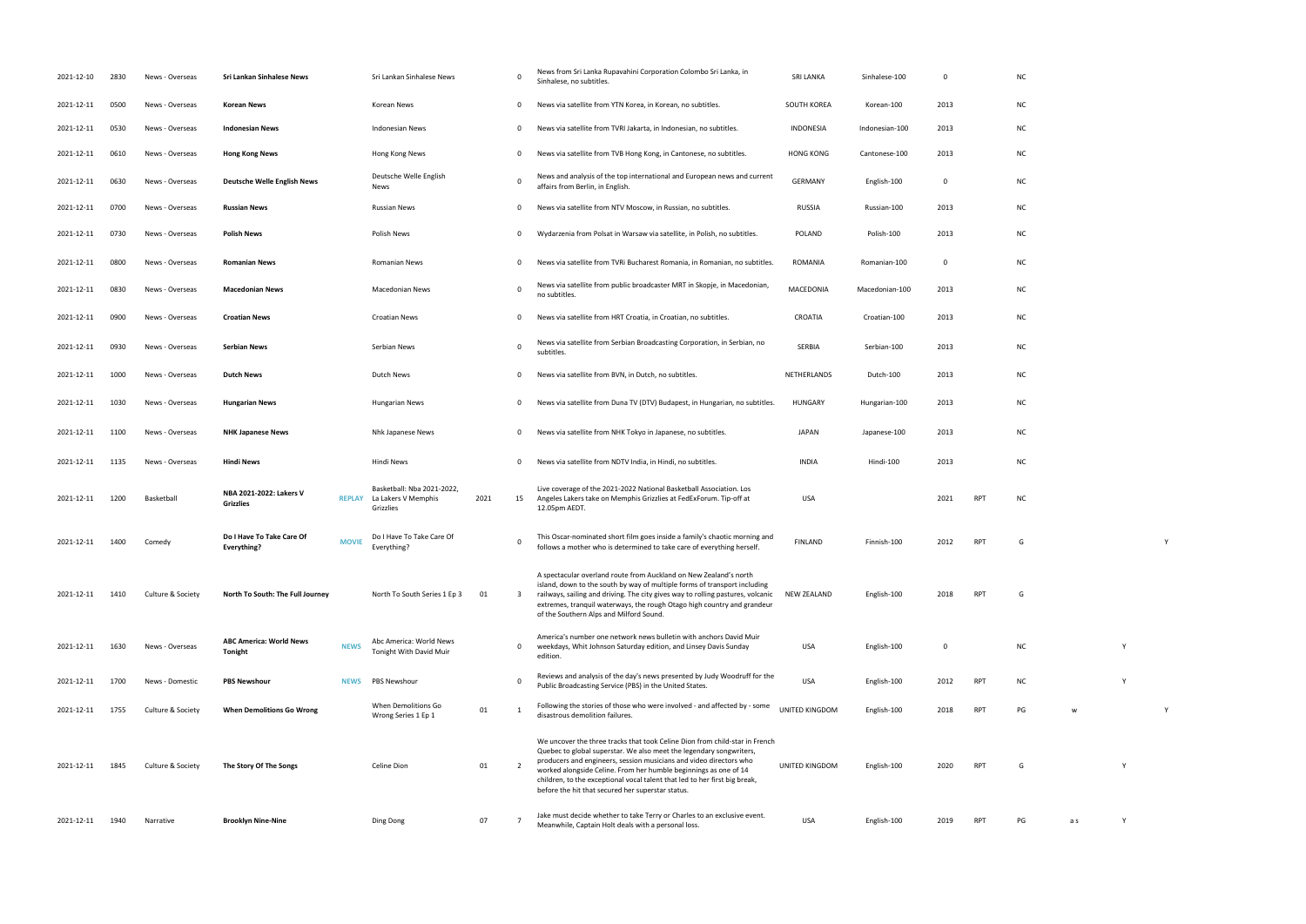| | | | | | | | | | | | | | | | | |
|---|---|---|---|---|---|---|---|---|---|---|---|---|---|---|---|---|
| 2021-12-10 | 2830 | News - Overseas | **Sri Lankan Sinhalese News** | | Sri Lankan Sinhalese News | | 0 | News from Sri Lanka Rupavahini Corporation Colombo Sri Lanka, in Sinhalese, no subtitles. | SRI LANKA | Sinhalese-100 | 0 | | NC | | | |
| 2021-12-11 | 0500 | News - Overseas | **Korean News** | | Korean News | | 0 | News via satellite from YTN Korea, in Korean, no subtitles. | SOUTH KOREA | Korean-100 | 2013 | | NC | | | |
| 2021-12-11 | 0530 | News - Overseas | **Indonesian News** | | Indonesian News | | 0 | News via satellite from TVRI Jakarta, in Indonesian, no subtitles. | INDONESIA | Indonesian-100 | 2013 | | NC | | | |
| 2021-12-11 | 0610 | News - Overseas | **Hong Kong News** | | Hong Kong News | | 0 | News via satellite from TVB Hong Kong, in Cantonese, no subtitles. | HONG KONG | Cantonese-100 | 2013 | | NC | | | |
| 2021-12-11 | 0630 | News - Overseas | **Deutsche Welle English News** | | Deutsche Welle English News | | 0 | News and analysis of the top international and European news and current affairs from Berlin, in English. | GERMANY | English-100 | 0 | | NC | | | |
| 2021-12-11 | 0700 | News - Overseas | **Russian News** | | Russian News | | 0 | News via satellite from NTV Moscow, in Russian, no subtitles. | RUSSIA | Russian-100 | 2013 | | NC | | | |
| 2021-12-11 | 0730 | News - Overseas | **Polish News** | | Polish News | | 0 | Wydarzenia from Polsat in Warsaw via satellite, in Polish, no subtitles. | POLAND | Polish-100 | 2013 | | NC | | | |
| 2021-12-11 | 0800 | News - Overseas | **Romanian News** | | Romanian News | | 0 | News via satellite from TVRi Bucharest Romania, in Romanian, no subtitles. | ROMANIA | Romanian-100 | 0 | | NC | | | |
| 2021-12-11 | 0830 | News - Overseas | **Macedonian News** | | Macedonian News | | 0 | News via satellite from public broadcaster MRT in Skopje, in Macedonian, no subtitles. | MACEDONIA | Macedonian-100 | 2013 | | NC | | | |
| 2021-12-11 | 0900 | News - Overseas | **Croatian News** | | Croatian News | | 0 | News via satellite from HRT Croatia, in Croatian, no subtitles. | CROATIA | Croatian-100 | 2013 | | NC | | | |
| 2021-12-11 | 0930 | News - Overseas | **Serbian News** | | Serbian News | | 0 | News via satellite from Serbian Broadcasting Corporation, in Serbian, no subtitles. | SERBIA | Serbian-100 | 2013 | | NC | | | |
| 2021-12-11 | 1000 | News - Overseas | **Dutch News** | | Dutch News | | 0 | News via satellite from BVN, in Dutch, no subtitles. | NETHERLANDS | Dutch-100 | 2013 | | NC | | | |
| 2021-12-11 | 1030 | News - Overseas | **Hungarian News** | | Hungarian News | | 0 | News via satellite from Duna TV (DTV) Budapest, in Hungarian, no subtitles. | HUNGARY | Hungarian-100 | 2013 | | NC | | | |
| 2021-12-11 | 1100 | News - Overseas | **NHK Japanese News** | | Nhk Japanese News | | 0 | News via satellite from NHK Tokyo in Japanese, no subtitles. | JAPAN | Japanese-100 | 2013 | | NC | | | |
| 2021-12-11 | 1135 | News - Overseas | **Hindi News** | | Hindi News | | 0 | News via satellite from NDTV India, in Hindi, no subtitles. | INDIA | Hindi-100 | 2013 | | NC | | | |
| 2021-12-11 | 1200 | Basketball | **NBA 2021-2022: Lakers V Grizzlies** | REPLAY | Basketball: Nba 2021-2022, La Lakers V Memphis Grizzlies | 2021 | 15 | Live coverage of the 2021-2022 National Basketball Association. Los Angeles Lakers take on Memphis Grizzlies at FedExForum. Tip-off at 12.05pm AEDT. | USA | | 2021 | RPT | NC | | | |
| 2021-12-11 | 1400 | Comedy | **Do I Have To Take Care Of Everything?** | MOVIE | Do I Have To Take Care Of Everything? | | 0 | This Oscar-nominated short film goes inside a family's chaotic morning and follows a mother who is determined to take care of everything herself. | FINLAND | Finnish-100 | 2012 | RPT | G | | | Y |
| 2021-12-11 | 1410 | Culture & Society | **North To South: The Full Journey** | | North To South Series 1 Ep 3 | 01 | 3 | A spectacular overland route from Auckland on New Zealand's north island, down to the south by way of multiple forms of transport including railways, sailing and driving. The city gives way to rolling pastures, volcanic extremes, tranquil waterways, the rough Otago high country and grandeur of the Southern Alps and Milford Sound. | NEW ZEALAND | English-100 | 2018 | RPT | G | | | |
| 2021-12-11 | 1630 | News - Overseas | **ABC America: World News Tonight** | NEWS | Abc America: World News Tonight With David Muir | | 0 | America's number one network news bulletin with anchors David Muir weekdays, Whit Johnson Saturday edition, and Linsey Davis Sunday edition. | USA | English-100 | 0 | | NC | | Y | |
| 2021-12-11 | 1700 | News - Domestic | **PBS Newshour** | NEWS | PBS Newshour | | 0 | Reviews and analysis of the day's news presented by Judy Woodruff for the Public Broadcasting Service (PBS) in the United States. | USA | English-100 | 2012 | RPT | NC | | Y | |
| 2021-12-11 | 1755 | Culture & Society | **When Demolitions Go Wrong** | | When Demolitions Go Wrong Series 1 Ep 1 | 01 | 1 | Following the stories of those who were involved - and affected by - some disastrous demolition failures. | UNITED KINGDOM | English-100 | 2018 | RPT | PG | w | | Y |
| 2021-12-11 | 1845 | Culture & Society | **The Story Of The Songs** | | Celine Dion | 01 | 2 | We uncover the three tracks that took Celine Dion from child-star in French Quebec to global superstar. We also meet the legendary songwriters, producers and engineers, session musicians and video directors who worked alongside Celine. From her humble beginnings as one of 14 children, to the exceptional vocal talent that led to her first big break, before the hit that secured her superstar status. | UNITED KINGDOM | English-100 | 2020 | RPT | G | | Y | |
| 2021-12-11 | 1940 | Narrative | **Brooklyn Nine-Nine** | | Ding Dong | 07 | 7 | Jake must decide whether to take Terry or Charles to an exclusive event. Meanwhile, Captain Holt deals with a personal loss. | USA | English-100 | 2019 | RPT | PG | a s | Y | |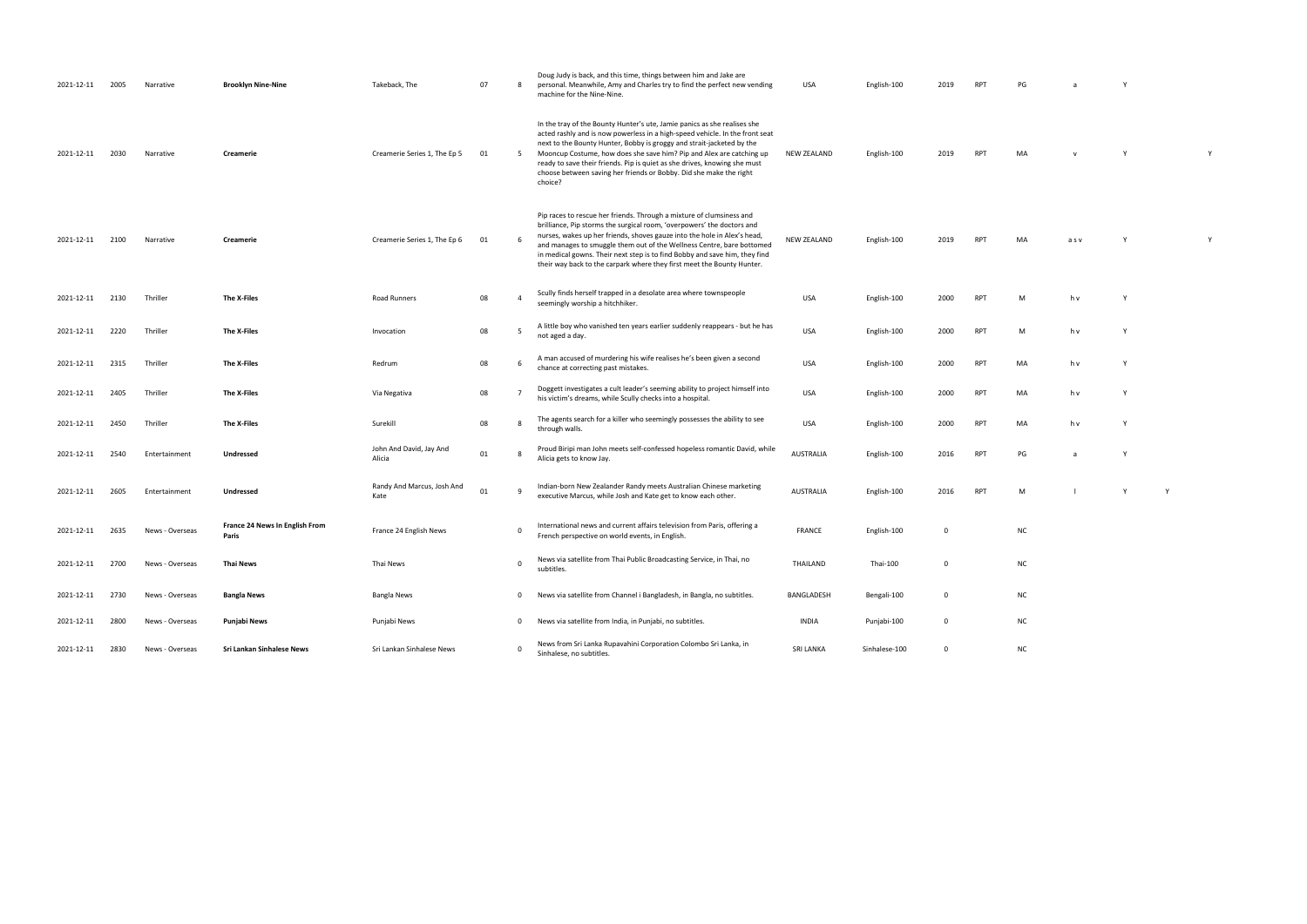| | | | | | | | | | | | | | | | | |
|---|---|---|---|---|---|---|---|---|---|---|---|---|---|---|---|---|
| 2021-12-11 | 2005 | Narrative | **Brooklyn Nine-Nine** | Takeback, The | 07 | 8 | Doug Judy is back, and this time, things between him and Jake are personal. Meanwhile, Amy and Charles try to find the perfect new vending machine for the Nine-Nine. | USA | English-100 | 2019 | RPT | PG | a | Y | | |
| 2021-12-11 | 2030 | Narrative | **Creamerie** | Creamerie Series 1, The Ep 5 | 01 | 5 | In the tray of the Bounty Hunter's ute, Jamie panics as she realises she acted rashly and is now powerless in a high-speed vehicle. In the front seat next to the Bounty Hunter, Bobby is groggy and strait-jacketed by the Mooncup Costume, how does she save him? Pip and Alex are catching up ready to save their friends. Pip is quiet as she drives, knowing she must choose between saving her friends or Bobby. Did she make the right choice? | NEW ZEALAND | English-100 | 2019 | RPT | MA | v | Y | | Y |
| 2021-12-11 | 2100 | Narrative | **Creamerie** | Creamerie Series 1, The Ep 6 | 01 | 6 | Pip races to rescue her friends. Through a mixture of clumsiness and brilliance, Pip storms the surgical room, 'overpowers' the doctors and nurses, wakes up her friends, shoves gauze into the hole in Alex's head, and manages to smuggle them out of the Wellness Centre, bare bottomed in medical gowns. Their next step is to find Bobby and save him, they find their way back to the carpark where they first meet the Bounty Hunter. | NEW ZEALAND | English-100 | 2019 | RPT | MA | a s v | Y | | Y |
| 2021-12-11 | 2130 | Thriller | **The X-Files** | Road Runners | 08 | 4 | Scully finds herself trapped in a desolate area where townspeople seemingly worship a hitchhiker. | USA | English-100 | 2000 | RPT | M | h v | Y | | |
| 2021-12-11 | 2220 | Thriller | **The X-Files** | Invocation | 08 | 5 | A little boy who vanished ten years earlier suddenly reappears - but he has not aged a day. | USA | English-100 | 2000 | RPT | M | h v | Y | | |
| 2021-12-11 | 2315 | Thriller | **The X-Files** | Redrum | 08 | 6 | A man accused of murdering his wife realises he's been given a second chance at correcting past mistakes. | USA | English-100 | 2000 | RPT | MA | h v | Y | | |
| 2021-12-11 | 2405 | Thriller | **The X-Files** | Via Negativa | 08 | 7 | Doggett investigates a cult leader's seeming ability to project himself into his victim's dreams, while Scully checks into a hospital. | USA | English-100 | 2000 | RPT | MA | h v | Y | | |
| 2021-12-11 | 2450 | Thriller | **The X-Files** | Surekill | 08 | 8 | The agents search for a killer who seemingly possesses the ability to see through walls. | USA | English-100 | 2000 | RPT | MA | h v | Y | | |
| 2021-12-11 | 2540 | Entertainment | **Undressed** | John And David, Jay And Alicia | 01 | 8 | Proud Biripi man John meets self-confessed hopeless romantic David, while Alicia gets to know Jay. | AUSTRALIA | English-100 | 2016 | RPT | PG | a | Y | | |
| 2021-12-11 | 2605 | Entertainment | **Undressed** | Randy And Marcus, Josh And Kate | 01 | 9 | Indian-born New Zealander Randy meets Australian Chinese marketing executive Marcus, while Josh and Kate get to know each other. | AUSTRALIA | English-100 | 2016 | RPT | M | l | Y | Y | |
| 2021-12-11 | 2635 | News - Overseas | **France 24 News In English From Paris** | France 24 English News | | 0 | International news and current affairs television from Paris, offering a French perspective on world events, in English. | FRANCE | English-100 | 0 | | NC | | | | |
| 2021-12-11 | 2700 | News - Overseas | **Thai News** | Thai News | | 0 | News via satellite from Thai Public Broadcasting Service, in Thai, no subtitles. | THAILAND | Thai-100 | 0 | | NC | | | | |
| 2021-12-11 | 2730 | News - Overseas | **Bangla News** | Bangla News | | 0 | News via satellite from Channel i Bangladesh, in Bangla, no subtitles. | BANGLADESH | Bengali-100 | 0 | | NC | | | | |
| 2021-12-11 | 2800 | News - Overseas | **Punjabi News** | Punjabi News | | 0 | News via satellite from India, in Punjabi, no subtitles. | INDIA | Punjabi-100 | 0 | | NC | | | | |
| 2021-12-11 | 2830 | News - Overseas | **Sri Lankan Sinhalese News** | Sri Lankan Sinhalese News | | 0 | News from Sri Lanka Rupavahini Corporation Colombo Sri Lanka, in Sinhalese, no subtitles. | SRI LANKA | Sinhalese-100 | 0 | | NC | | | | |